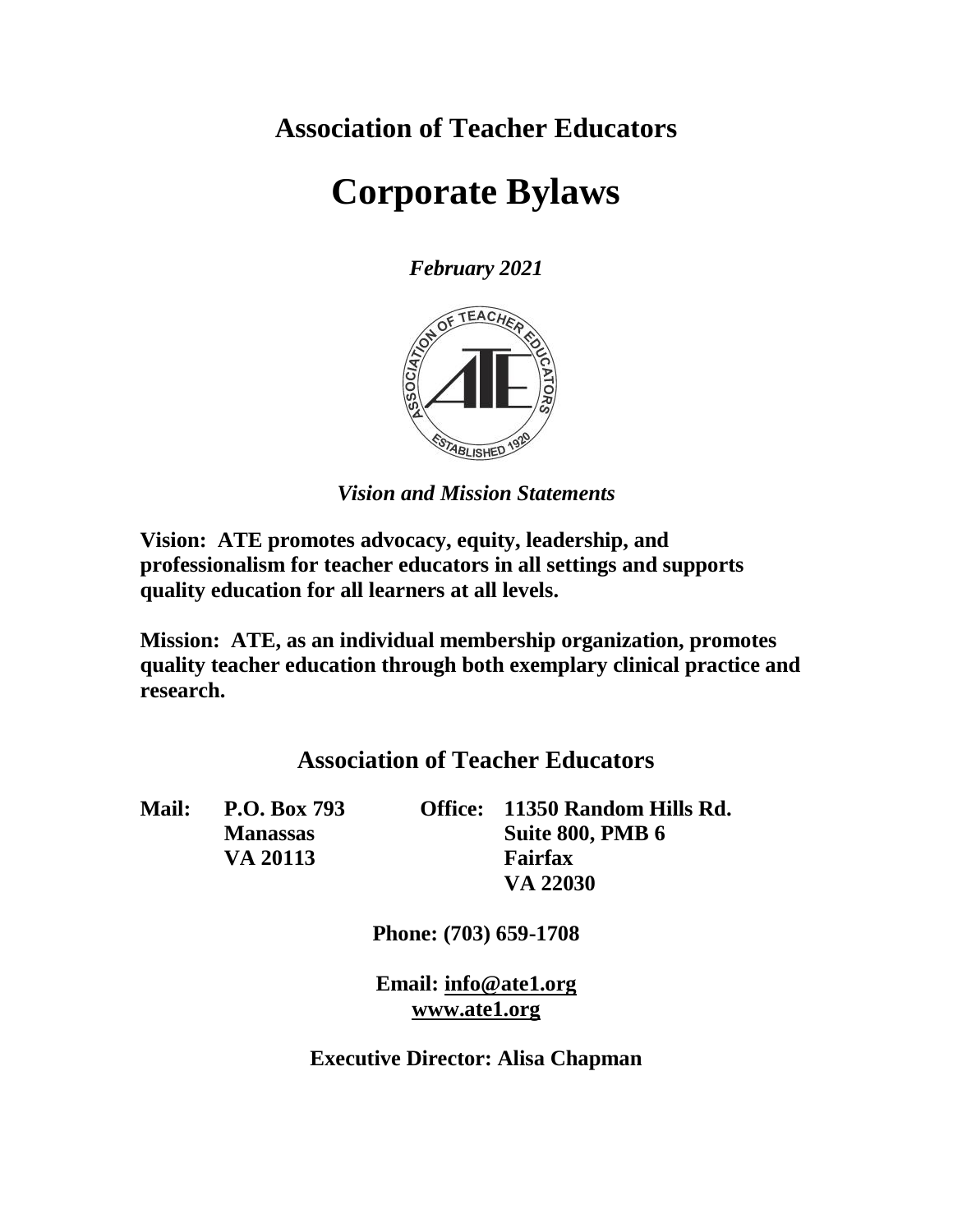# Association of Teacher Educators

# Corporate Bylaws

*February 2021*

*Vision and Mission Statements*

**Vision: ATE promotes advocacy, equity, leadership, and professionalism for teacher educators in all settings and supports quality education for all learners at all levels.**

**Mission: ATE, as an individual membership organization, promotes quality teacher education through both exemplary clinical practice and research.**

## Association of Teacher Educators

**Mail:** **P.O. Box 793**
**Manassas**
**VA 20113**

**Office:** **11350 Random Hills Rd.**
**Suite 800, PMB 6**
**Fairfax**
**VA 22030**

**Phone: (703) 659-1708**

**Email: info@ate1.org**
**www.ate1.org**

**Executive Director: Alisa Chapman**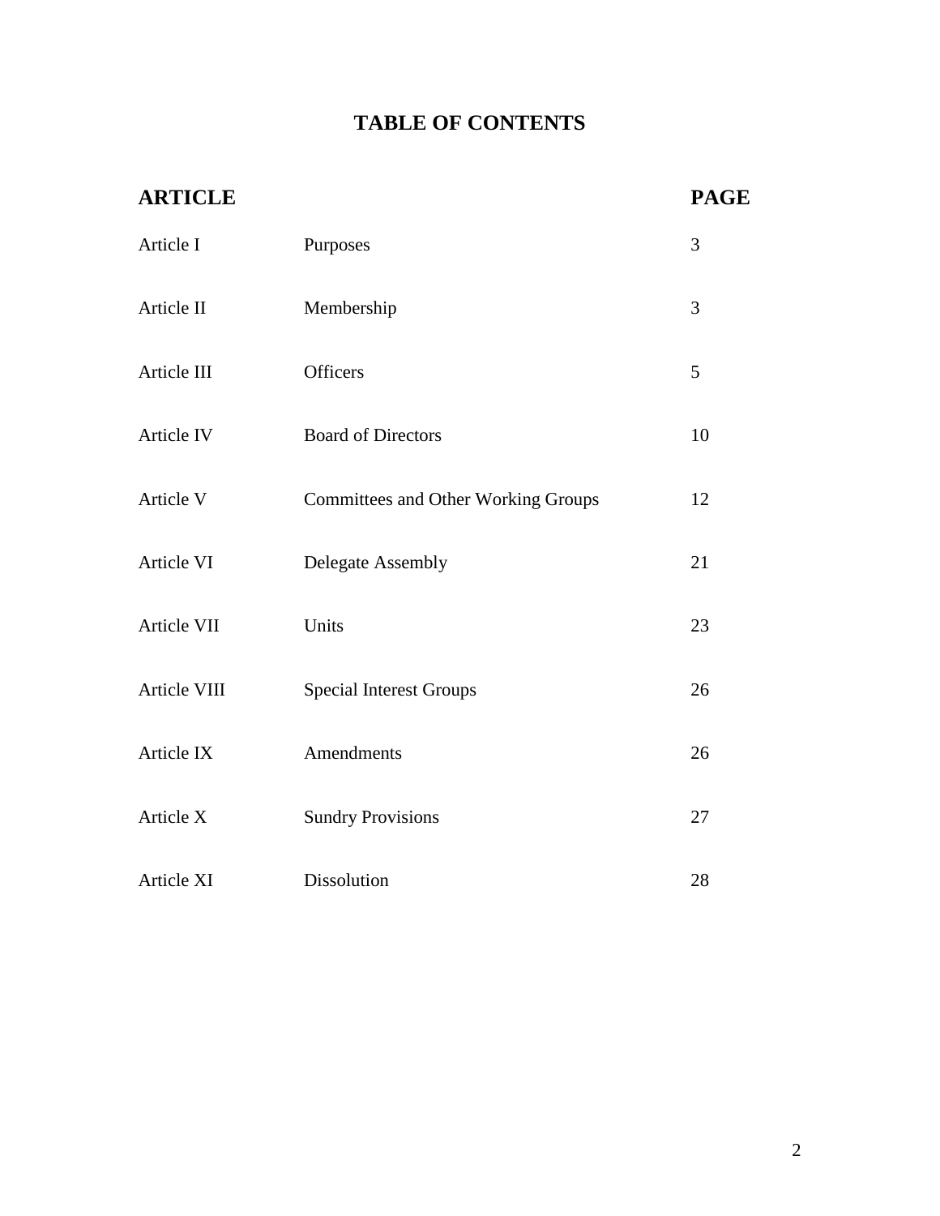# TABLE OF CONTENTS

| ARTICLE | | PAGE |
|---|---|---|
| Article I | Purposes | 3 |
| Article II | Membership | 3 |
| Article III | Officers | 5 |
| Article IV | Board of Directors | 10 |
| Article V | Committees and Other Working Groups | 12 |
| Article VI | Delegate Assembly | 21 |
| Article VII | Units | 23 |
| Article VIII | Special Interest Groups | 26 |
| Article IX | Amendments | 26 |
| Article X | Sundry Provisions | 27 |
| Article XI | Dissolution | 28 |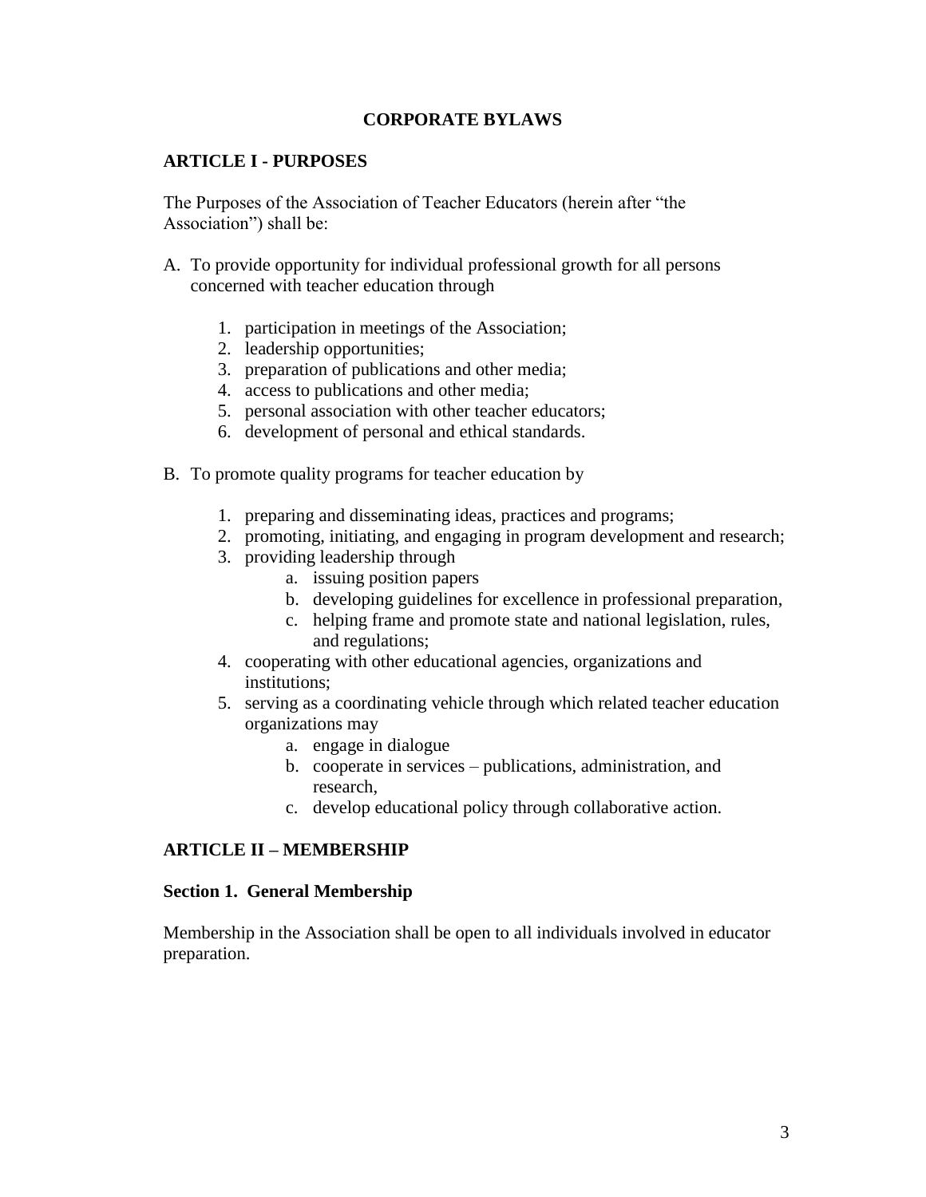# CORPORATE BYLAWS

## ARTICLE I - PURPOSES

The Purposes of the Association of Teacher Educators (herein after "the Association") shall be:

A. To provide opportunity for individual professional growth for all persons concerned with teacher education through

    1. participation in meetings of the Association;
    2. leadership opportunities;
    3. preparation of publications and other media;
    4. access to publications and other media;
    5. personal association with other teacher educators;
    6. development of personal and ethical standards.

B. To promote quality programs for teacher education by

    1. preparing and disseminating ideas, practices and programs;
    2. promoting, initiating, and engaging in program development and research;
    3. providing leadership through
        a. issuing position papers
        b. developing guidelines for excellence in professional preparation,
        c. helping frame and promote state and national legislation, rules, and regulations;
    4. cooperating with other educational agencies, organizations and institutions;
    5. serving as a coordinating vehicle through which related teacher education organizations may
        a. engage in dialogue
        b. cooperate in services – publications, administration, and research,
        c. develop educational policy through collaborative action.

## ARTICLE II – MEMBERSHIP

### Section 1. General Membership

Membership in the Association shall be open to all individuals involved in educator preparation.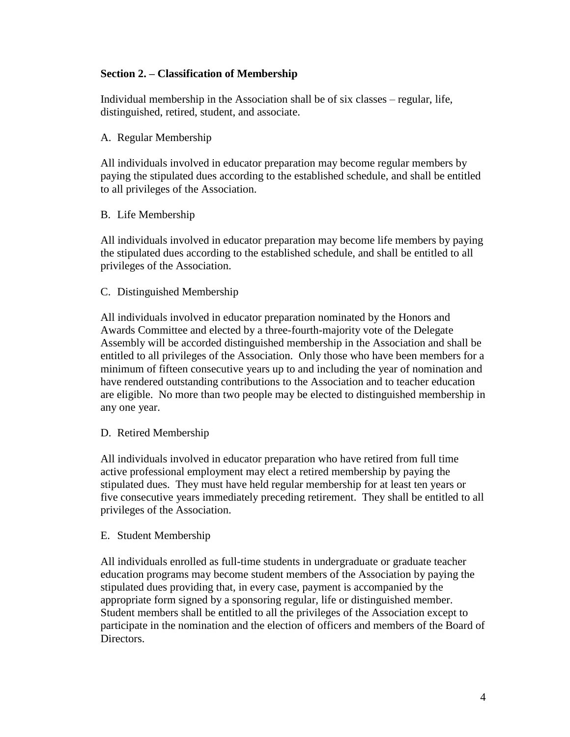**Section 2. – Classification of Membership**

Individual membership in the Association shall be of six classes – regular, life, distinguished, retired, student, and associate.

A. Regular Membership

All individuals involved in educator preparation may become regular members by paying the stipulated dues according to the established schedule, and shall be entitled to all privileges of the Association.

B. Life Membership

All individuals involved in educator preparation may become life members by paying the stipulated dues according to the established schedule, and shall be entitled to all privileges of the Association.

C. Distinguished Membership

All individuals involved in educator preparation nominated by the Honors and Awards Committee and elected by a three-fourth-majority vote of the Delegate Assembly will be accorded distinguished membership in the Association and shall be entitled to all privileges of the Association. Only those who have been members for a minimum of fifteen consecutive years up to and including the year of nomination and have rendered outstanding contributions to the Association and to teacher education are eligible. No more than two people may be elected to distinguished membership in any one year.

D. Retired Membership

All individuals involved in educator preparation who have retired from full time active professional employment may elect a retired membership by paying the stipulated dues. They must have held regular membership for at least ten years or five consecutive years immediately preceding retirement. They shall be entitled to all privileges of the Association.

E. Student Membership

All individuals enrolled as full-time students in undergraduate or graduate teacher education programs may become student members of the Association by paying the stipulated dues providing that, in every case, payment is accompanied by the appropriate form signed by a sponsoring regular, life or distinguished member. Student members shall be entitled to all the privileges of the Association except to participate in the nomination and the election of officers and members of the Board of Directors.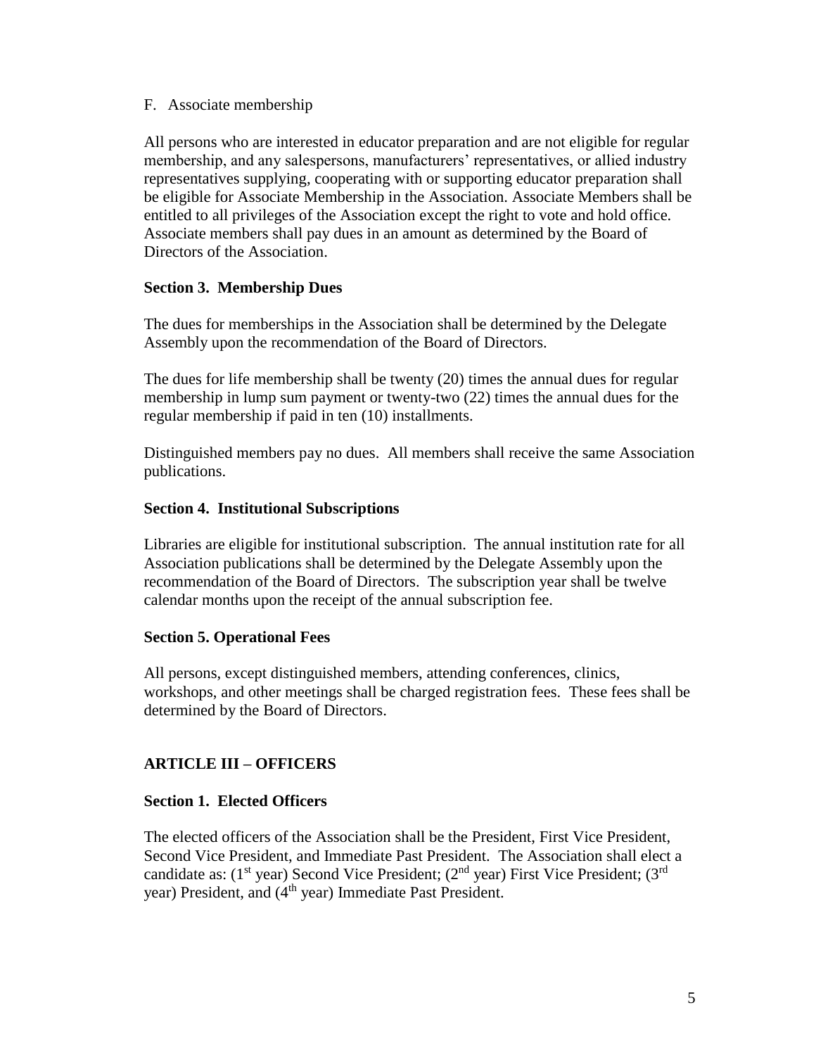F. Associate membership

All persons who are interested in educator preparation and are not eligible for regular membership, and any salespersons, manufacturers' representatives, or allied industry representatives supplying, cooperating with or supporting educator preparation shall be eligible for Associate Membership in the Association. Associate Members shall be entitled to all privileges of the Association except the right to vote and hold office. Associate members shall pay dues in an amount as determined by the Board of Directors of the Association.

**Section 3. Membership Dues**

The dues for memberships in the Association shall be determined by the Delegate Assembly upon the recommendation of the Board of Directors.

The dues for life membership shall be twenty (20) times the annual dues for regular membership in lump sum payment or twenty-two (22) times the annual dues for the regular membership if paid in ten (10) installments.

Distinguished members pay no dues. All members shall receive the same Association publications.

**Section 4. Institutional Subscriptions**

Libraries are eligible for institutional subscription. The annual institution rate for all Association publications shall be determined by the Delegate Assembly upon the recommendation of the Board of Directors. The subscription year shall be twelve calendar months upon the receipt of the annual subscription fee.

**Section 5. Operational Fees**

All persons, except distinguished members, attending conferences, clinics, workshops, and other meetings shall be charged registration fees. These fees shall be determined by the Board of Directors.

## ARTICLE III – OFFICERS

**Section 1. Elected Officers**

The elected officers of the Association shall be the President, First Vice President, Second Vice President, and Immediate Past President. The Association shall elect a candidate as: (1st year) Second Vice President; (2nd year) First Vice President; (3rd year) President, and (4th year) Immediate Past President.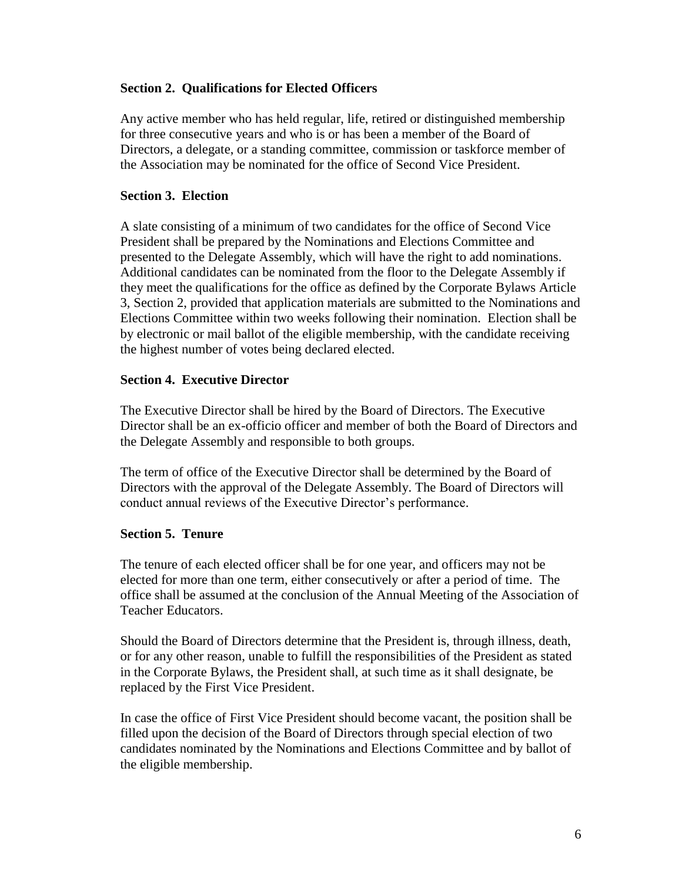**Section 2. Qualifications for Elected Officers**

Any active member who has held regular, life, retired or distinguished membership for three consecutive years and who is or has been a member of the Board of Directors, a delegate, or a standing committee, commission or taskforce member of the Association may be nominated for the office of Second Vice President.

**Section 3. Election**

A slate consisting of a minimum of two candidates for the office of Second Vice President shall be prepared by the Nominations and Elections Committee and presented to the Delegate Assembly, which will have the right to add nominations. Additional candidates can be nominated from the floor to the Delegate Assembly if they meet the qualifications for the office as defined by the Corporate Bylaws Article 3, Section 2, provided that application materials are submitted to the Nominations and Elections Committee within two weeks following their nomination. Election shall be by electronic or mail ballot of the eligible membership, with the candidate receiving the highest number of votes being declared elected.

**Section 4. Executive Director**

The Executive Director shall be hired by the Board of Directors. The Executive Director shall be an ex-officio officer and member of both the Board of Directors and the Delegate Assembly and responsible to both groups.

The term of office of the Executive Director shall be determined by the Board of Directors with the approval of the Delegate Assembly. The Board of Directors will conduct annual reviews of the Executive Director's performance.

**Section 5. Tenure**

The tenure of each elected officer shall be for one year, and officers may not be elected for more than one term, either consecutively or after a period of time. The office shall be assumed at the conclusion of the Annual Meeting of the Association of Teacher Educators.

Should the Board of Directors determine that the President is, through illness, death, or for any other reason, unable to fulfill the responsibilities of the President as stated in the Corporate Bylaws, the President shall, at such time as it shall designate, be replaced by the First Vice President.

In case the office of First Vice President should become vacant, the position shall be filled upon the decision of the Board of Directors through special election of two candidates nominated by the Nominations and Elections Committee and by ballot of the eligible membership.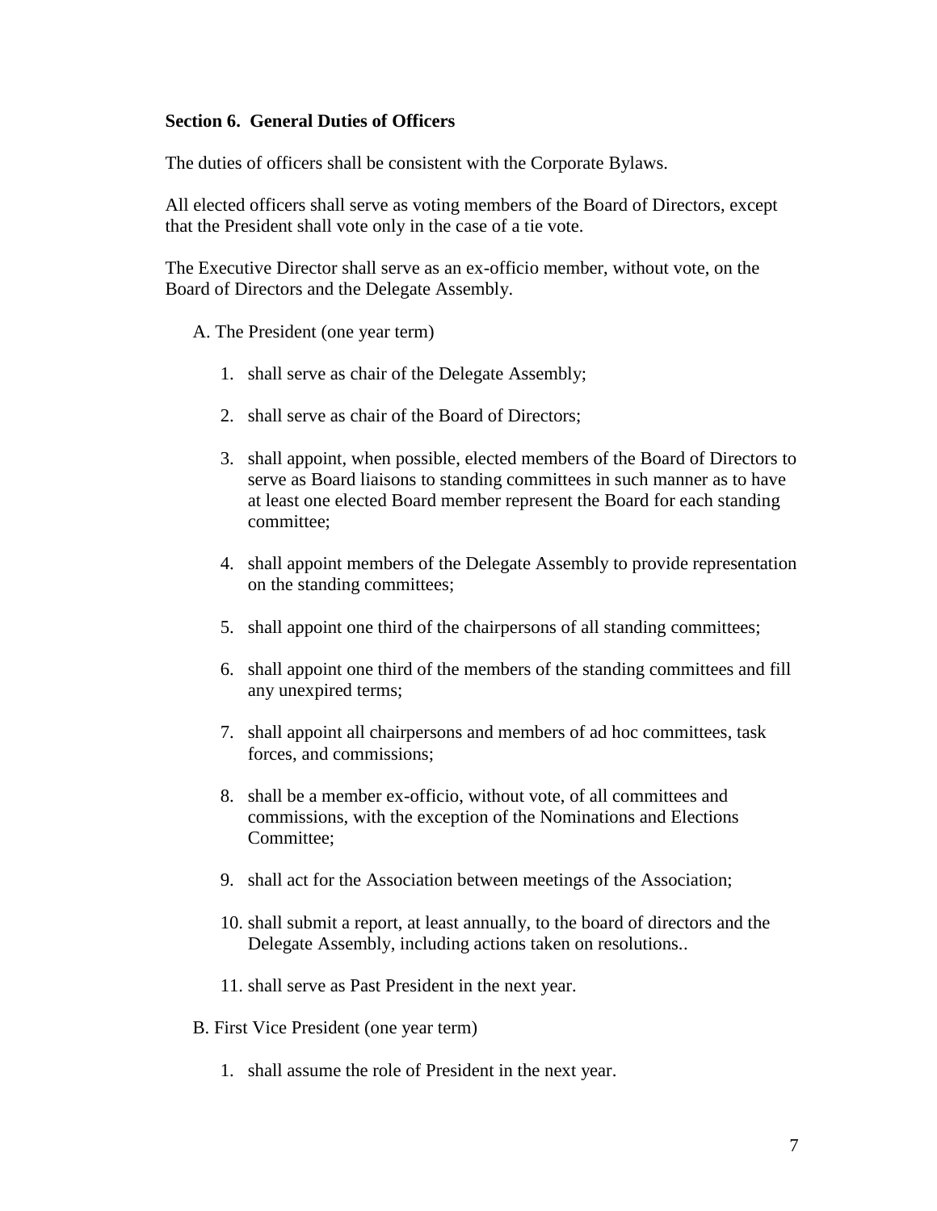**Section 6. General Duties of Officers**

The duties of officers shall be consistent with the Corporate Bylaws.

All elected officers shall serve as voting members of the Board of Directors, except that the President shall vote only in the case of a tie vote.

The Executive Director shall serve as an ex-officio member, without vote, on the Board of Directors and the Delegate Assembly.

A. The President (one year term)

1. shall serve as chair of the Delegate Assembly;
2. shall serve as chair of the Board of Directors;
3. shall appoint, when possible, elected members of the Board of Directors to serve as Board liaisons to standing committees in such manner as to have at least one elected Board member represent the Board for each standing committee;
4. shall appoint members of the Delegate Assembly to provide representation on the standing committees;
5. shall appoint one third of the chairpersons of all standing committees;
6. shall appoint one third of the members of the standing committees and fill any unexpired terms;
7. shall appoint all chairpersons and members of ad hoc committees, task forces, and commissions;
8. shall be a member ex-officio, without vote, of all committees and commissions, with the exception of the Nominations and Elections Committee;
9. shall act for the Association between meetings of the Association;
10. shall submit a report, at least annually, to the board of directors and the Delegate Assembly, including actions taken on resolutions..
11. shall serve as Past President in the next year.

B. First Vice President (one year term)

1. shall assume the role of President in the next year.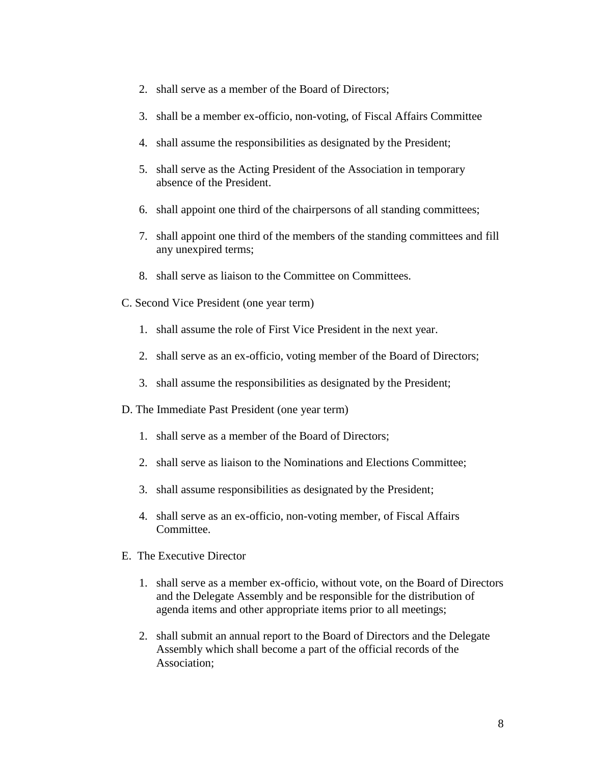2. shall serve as a member of the Board of Directors;

3. shall be a member ex-officio, non-voting, of Fiscal Affairs Committee

4. shall assume the responsibilities as designated by the President;

5. shall serve as the Acting President of the Association in temporary absence of the President.

6. shall appoint one third of the chairpersons of all standing committees;

7. shall appoint one third of the members of the standing committees and fill any unexpired terms;

8. shall serve as liaison to the Committee on Committees.

C. Second Vice President (one year term)

1. shall assume the role of First Vice President in the next year.

2. shall serve as an ex-officio, voting member of the Board of Directors;

3. shall assume the responsibilities as designated by the President;

D. The Immediate Past President (one year term)

1. shall serve as a member of the Board of Directors;

2. shall serve as liaison to the Nominations and Elections Committee;

3. shall assume responsibilities as designated by the President;

4. shall serve as an ex-officio, non-voting member, of Fiscal Affairs Committee.

E. The Executive Director

1. shall serve as a member ex-officio, without vote, on the Board of Directors and the Delegate Assembly and be responsible for the distribution of agenda items and other appropriate items prior to all meetings;

2. shall submit an annual report to the Board of Directors and the Delegate Assembly which shall become a part of the official records of the Association;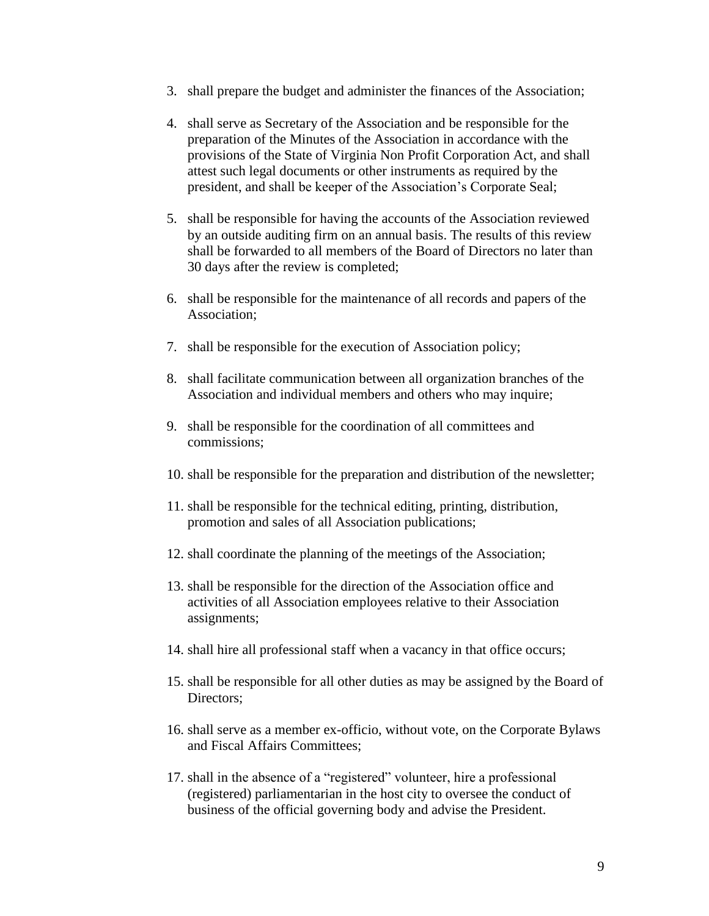3. shall prepare the budget and administer the finances of the Association;

4. shall serve as Secretary of the Association and be responsible for the preparation of the Minutes of the Association in accordance with the provisions of the State of Virginia Non Profit Corporation Act, and shall attest such legal documents or other instruments as required by the president, and shall be keeper of the Association's Corporate Seal;

5. shall be responsible for having the accounts of the Association reviewed by an outside auditing firm on an annual basis. The results of this review shall be forwarded to all members of the Board of Directors no later than 30 days after the review is completed;

6. shall be responsible for the maintenance of all records and papers of the Association;

7. shall be responsible for the execution of Association policy;

8. shall facilitate communication between all organization branches of the Association and individual members and others who may inquire;

9. shall be responsible for the coordination of all committees and commissions;

10. shall be responsible for the preparation and distribution of the newsletter;

11. shall be responsible for the technical editing, printing, distribution, promotion and sales of all Association publications;

12. shall coordinate the planning of the meetings of the Association;

13. shall be responsible for the direction of the Association office and activities of all Association employees relative to their Association assignments;

14. shall hire all professional staff when a vacancy in that office occurs;

15. shall be responsible for all other duties as may be assigned by the Board of Directors;

16. shall serve as a member ex-officio, without vote, on the Corporate Bylaws and Fiscal Affairs Committees;

17. shall in the absence of a "registered" volunteer, hire a professional (registered) parliamentarian in the host city to oversee the conduct of business of the official governing body and advise the President.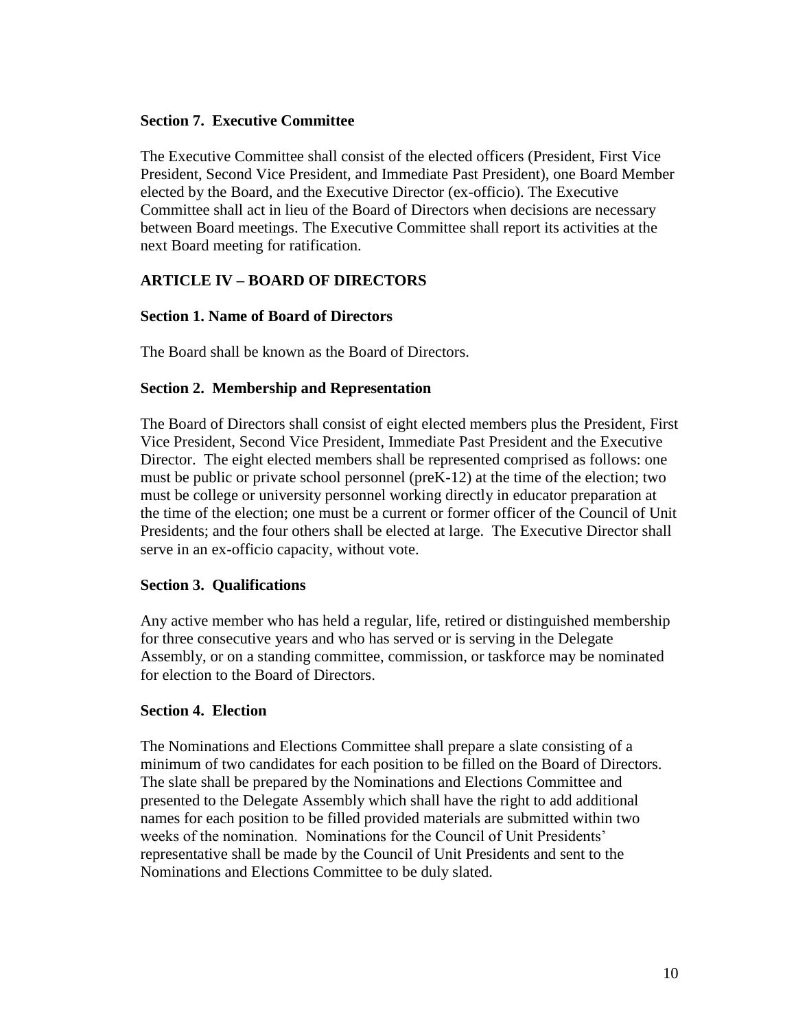**Section 7. Executive Committee**

The Executive Committee shall consist of the elected officers (President, First Vice President, Second Vice President, and Immediate Past President), one Board Member elected by the Board, and the Executive Director (ex-officio). The Executive Committee shall act in lieu of the Board of Directors when decisions are necessary between Board meetings. The Executive Committee shall report its activities at the next Board meeting for ratification.

## ARTICLE IV – BOARD OF DIRECTORS

**Section 1. Name of Board of Directors**

The Board shall be known as the Board of Directors.

**Section 2. Membership and Representation**

The Board of Directors shall consist of eight elected members plus the President, First Vice President, Second Vice President, Immediate Past President and the Executive Director. The eight elected members shall be represented comprised as follows: one must be public or private school personnel (preK-12) at the time of the election; two must be college or university personnel working directly in educator preparation at the time of the election; one must be a current or former officer of the Council of Unit Presidents; and the four others shall be elected at large. The Executive Director shall serve in an ex-officio capacity, without vote.

**Section 3. Qualifications**

Any active member who has held a regular, life, retired or distinguished membership for three consecutive years and who has served or is serving in the Delegate Assembly, or on a standing committee, commission, or taskforce may be nominated for election to the Board of Directors.

**Section 4. Election**

The Nominations and Elections Committee shall prepare a slate consisting of a minimum of two candidates for each position to be filled on the Board of Directors. The slate shall be prepared by the Nominations and Elections Committee and presented to the Delegate Assembly which shall have the right to add additional names for each position to be filled provided materials are submitted within two weeks of the nomination. Nominations for the Council of Unit Presidents' representative shall be made by the Council of Unit Presidents and sent to the Nominations and Elections Committee to be duly slated.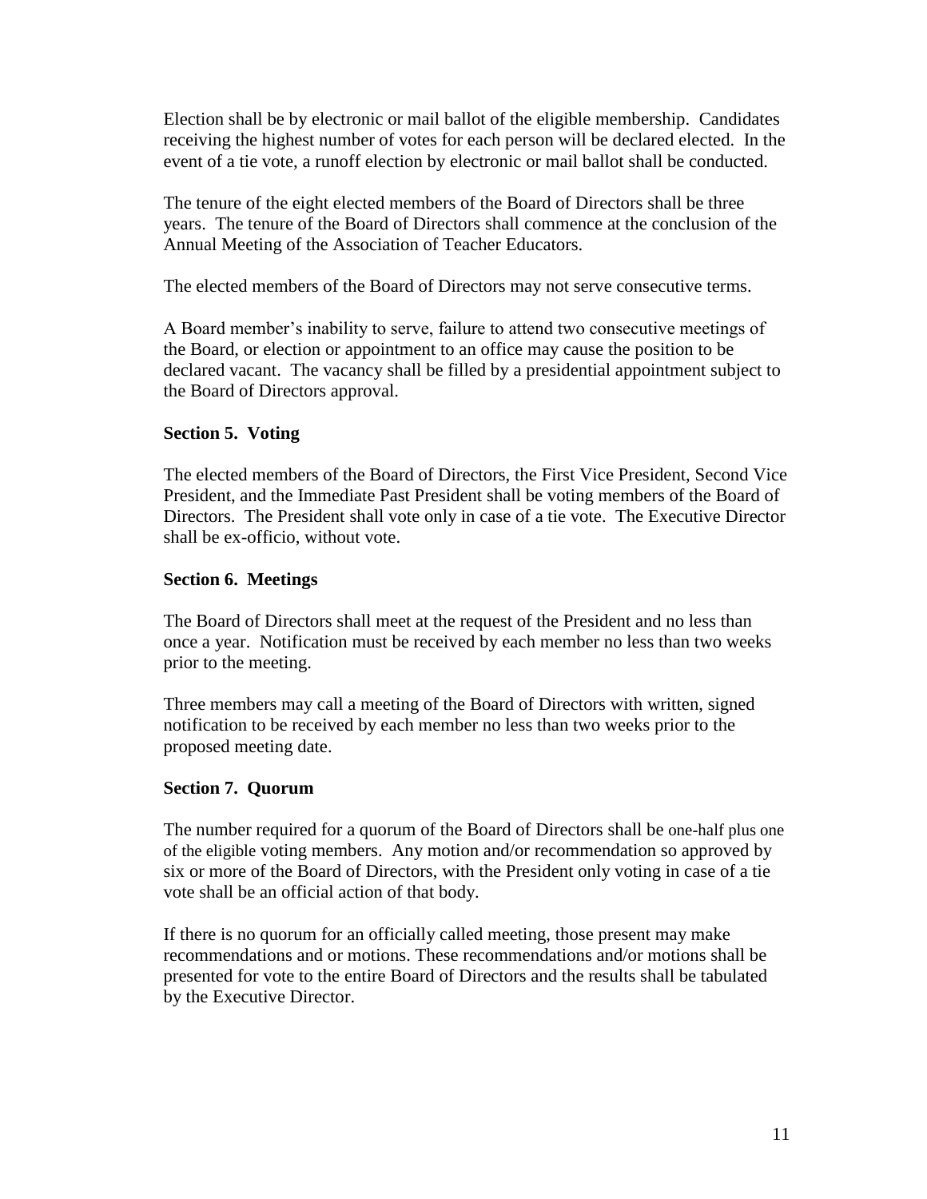Election shall be by electronic or mail ballot of the eligible membership. Candidates receiving the highest number of votes for each person will be declared elected. In the event of a tie vote, a runoff election by electronic or mail ballot shall be conducted.

The tenure of the eight elected members of the Board of Directors shall be three years. The tenure of the Board of Directors shall commence at the conclusion of the Annual Meeting of the Association of Teacher Educators.

The elected members of the Board of Directors may not serve consecutive terms.

A Board member's inability to serve, failure to attend two consecutive meetings of the Board, or election or appointment to an office may cause the position to be declared vacant. The vacancy shall be filled by a presidential appointment subject to the Board of Directors approval.

**Section 5. Voting**

The elected members of the Board of Directors, the First Vice President, Second Vice President, and the Immediate Past President shall be voting members of the Board of Directors. The President shall vote only in case of a tie vote. The Executive Director shall be ex-officio, without vote.

**Section 6. Meetings**

The Board of Directors shall meet at the request of the President and no less than once a year. Notification must be received by each member no less than two weeks prior to the meeting.

Three members may call a meeting of the Board of Directors with written, signed notification to be received by each member no less than two weeks prior to the proposed meeting date.

**Section 7. Quorum**

The number required for a quorum of the Board of Directors shall be one-half plus one of the eligible voting members. Any motion and/or recommendation so approved by six or more of the Board of Directors, with the President only voting in case of a tie vote shall be an official action of that body.

If there is no quorum for an officially called meeting, those present may make recommendations and or motions. These recommendations and/or motions shall be presented for vote to the entire Board of Directors and the results shall be tabulated by the Executive Director.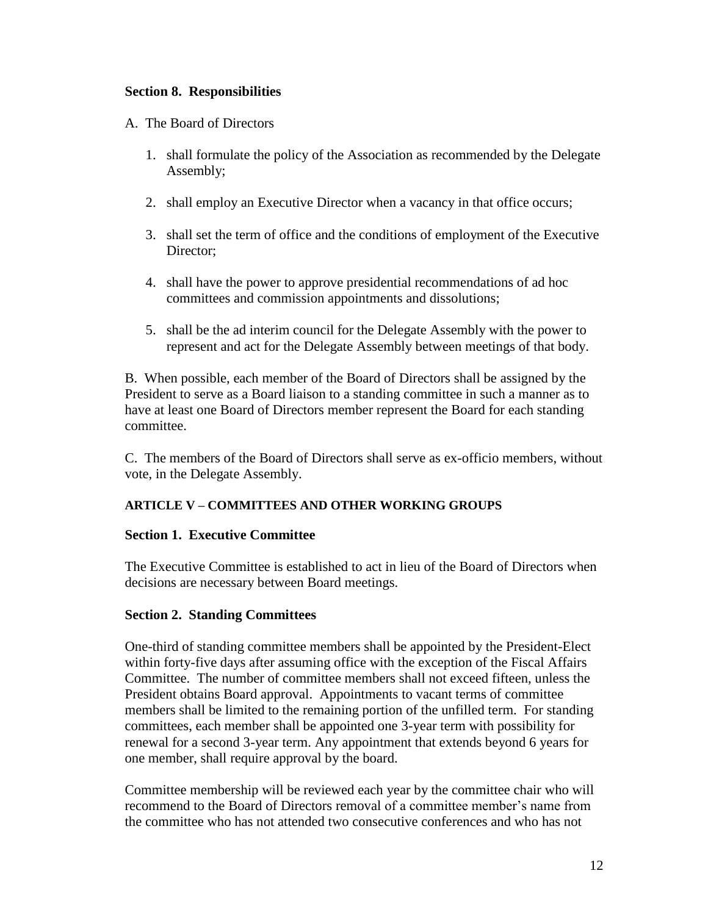**Section 8. Responsibilities**

A. The Board of Directors

1. shall formulate the policy of the Association as recommended by the Delegate Assembly;
2. shall employ an Executive Director when a vacancy in that office occurs;
3. shall set the term of office and the conditions of employment of the Executive Director;
4. shall have the power to approve presidential recommendations of ad hoc committees and commission appointments and dissolutions;
5. shall be the ad interim council for the Delegate Assembly with the power to represent and act for the Delegate Assembly between meetings of that body.

B. When possible, each member of the Board of Directors shall be assigned by the President to serve as a Board liaison to a standing committee in such a manner as to have at least one Board of Directors member represent the Board for each standing committee.

C. The members of the Board of Directors shall serve as ex-officio members, without vote, in the Delegate Assembly.

## ARTICLE V – COMMITTEES AND OTHER WORKING GROUPS

**Section 1. Executive Committee**

The Executive Committee is established to act in lieu of the Board of Directors when decisions are necessary between Board meetings.

**Section 2. Standing Committees**

One-third of standing committee members shall be appointed by the President-Elect within forty-five days after assuming office with the exception of the Fiscal Affairs Committee. The number of committee members shall not exceed fifteen, unless the President obtains Board approval. Appointments to vacant terms of committee members shall be limited to the remaining portion of the unfilled term. For standing committees, each member shall be appointed one 3-year term with possibility for renewal for a second 3-year term. Any appointment that extends beyond 6 years for one member, shall require approval by the board.

Committee membership will be reviewed each year by the committee chair who will recommend to the Board of Directors removal of a committee member's name from the committee who has not attended two consecutive conferences and who has not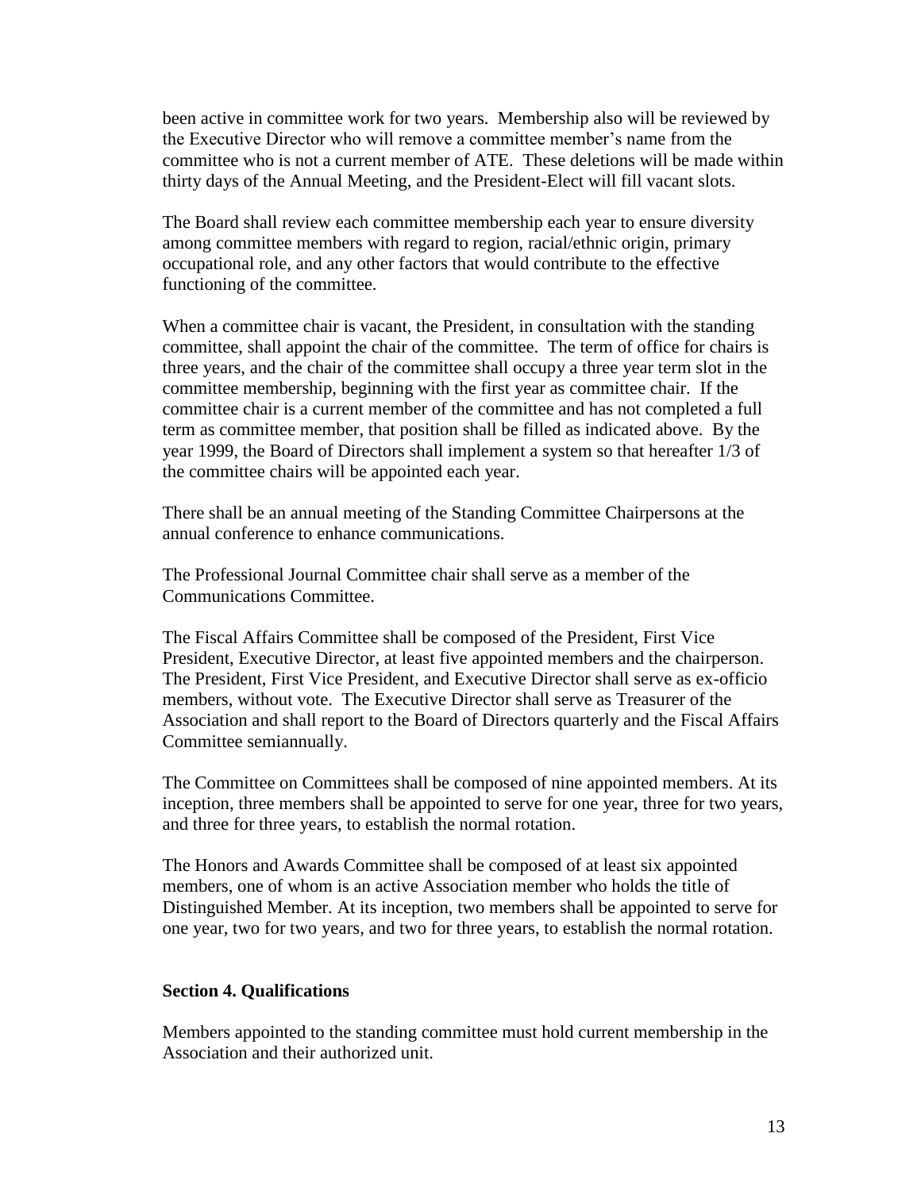been active in committee work for two years. Membership also will be reviewed by the Executive Director who will remove a committee member's name from the committee who is not a current member of ATE. These deletions will be made within thirty days of the Annual Meeting, and the President-Elect will fill vacant slots.

The Board shall review each committee membership each year to ensure diversity among committee members with regard to region, racial/ethnic origin, primary occupational role, and any other factors that would contribute to the effective functioning of the committee.

When a committee chair is vacant, the President, in consultation with the standing committee, shall appoint the chair of the committee. The term of office for chairs is three years, and the chair of the committee shall occupy a three year term slot in the committee membership, beginning with the first year as committee chair. If the committee chair is a current member of the committee and has not completed a full term as committee member, that position shall be filled as indicated above. By the year 1999, the Board of Directors shall implement a system so that hereafter 1/3 of the committee chairs will be appointed each year.

There shall be an annual meeting of the Standing Committee Chairpersons at the annual conference to enhance communications.

The Professional Journal Committee chair shall serve as a member of the Communications Committee.

The Fiscal Affairs Committee shall be composed of the President, First Vice President, Executive Director, at least five appointed members and the chairperson. The President, First Vice President, and Executive Director shall serve as ex-officio members, without vote. The Executive Director shall serve as Treasurer of the Association and shall report to the Board of Directors quarterly and the Fiscal Affairs Committee semiannually.

The Committee on Committees shall be composed of nine appointed members. At its inception, three members shall be appointed to serve for one year, three for two years, and three for three years, to establish the normal rotation.

The Honors and Awards Committee shall be composed of at least six appointed members, one of whom is an active Association member who holds the title of Distinguished Member. At its inception, two members shall be appointed to serve for one year, two for two years, and two for three years, to establish the normal rotation.

**Section 4. Qualifications**

Members appointed to the standing committee must hold current membership in the Association and their authorized unit.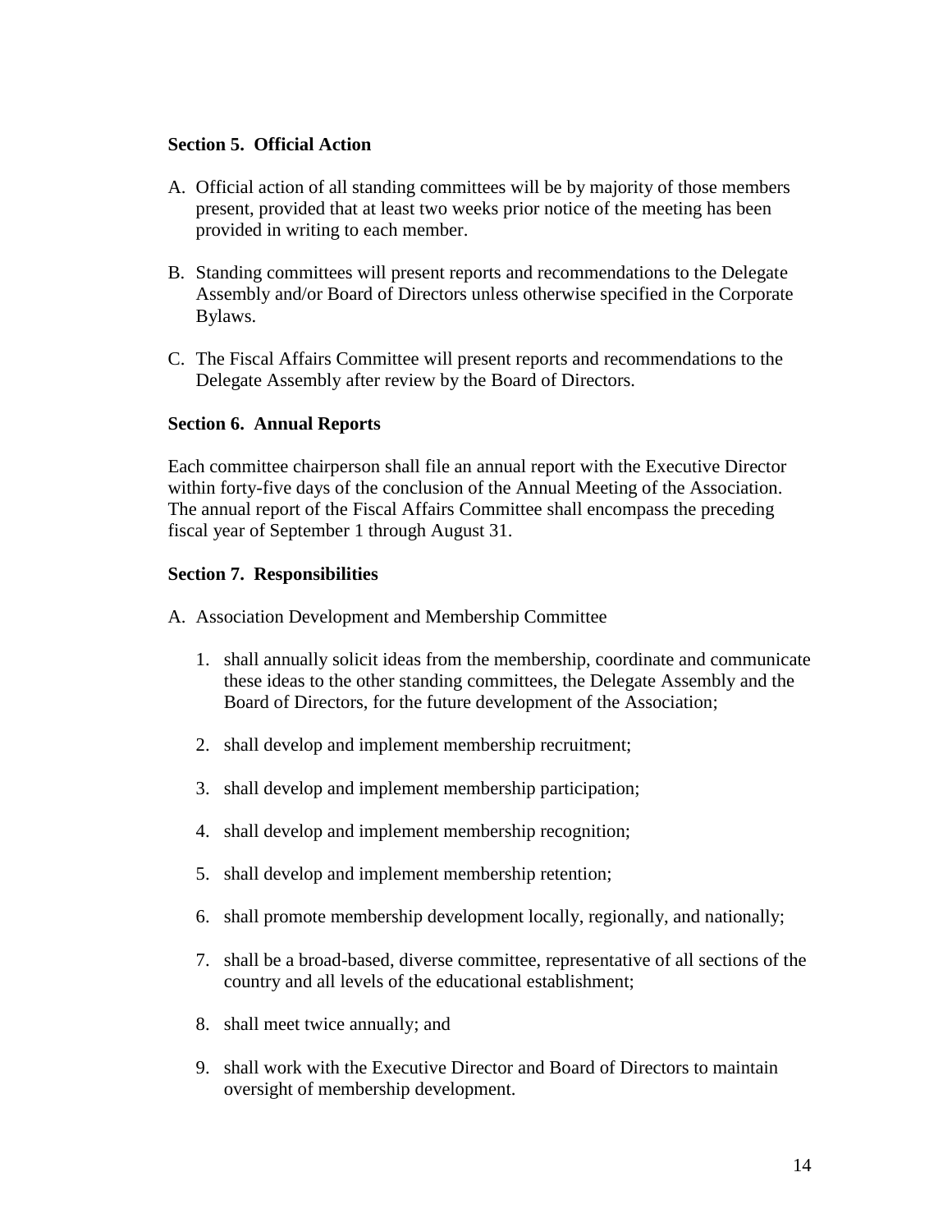**Section 5. Official Action**

A. Official action of all standing committees will be by majority of those members present, provided that at least two weeks prior notice of the meeting has been provided in writing to each member.

B. Standing committees will present reports and recommendations to the Delegate Assembly and/or Board of Directors unless otherwise specified in the Corporate Bylaws.

C. The Fiscal Affairs Committee will present reports and recommendations to the Delegate Assembly after review by the Board of Directors.

**Section 6. Annual Reports**

Each committee chairperson shall file an annual report with the Executive Director within forty-five days of the conclusion of the Annual Meeting of the Association. The annual report of the Fiscal Affairs Committee shall encompass the preceding fiscal year of September 1 through August 31.

**Section 7. Responsibilities**

A. Association Development and Membership Committee

   1. shall annually solicit ideas from the membership, coordinate and communicate these ideas to the other standing committees, the Delegate Assembly and the Board of Directors, for the future development of the Association;

   2. shall develop and implement membership recruitment;

   3. shall develop and implement membership participation;

   4. shall develop and implement membership recognition;

   5. shall develop and implement membership retention;

   6. shall promote membership development locally, regionally, and nationally;

   7. shall be a broad-based, diverse committee, representative of all sections of the country and all levels of the educational establishment;

   8. shall meet twice annually; and

   9. shall work with the Executive Director and Board of Directors to maintain oversight of membership development.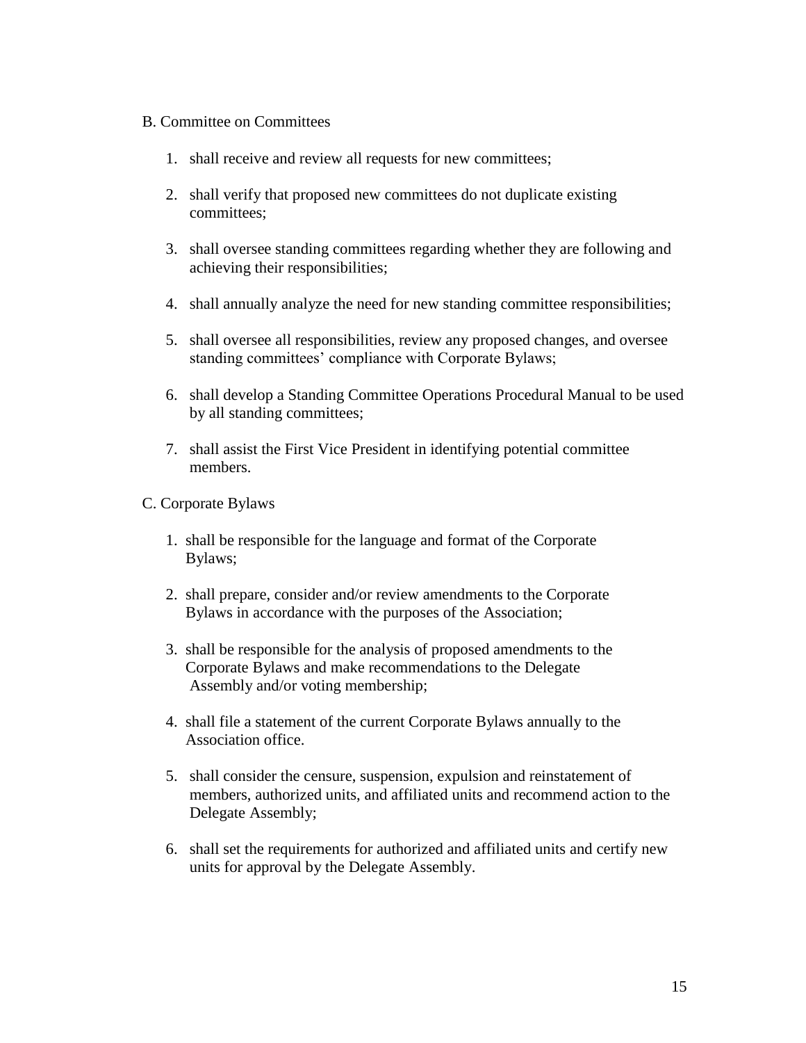B. Committee on Committees

1. shall receive and review all requests for new committees;

2. shall verify that proposed new committees do not duplicate existing committees;

3. shall oversee standing committees regarding whether they are following and achieving their responsibilities;

4. shall annually analyze the need for new standing committee responsibilities;

5. shall oversee all responsibilities, review any proposed changes, and oversee standing committees' compliance with Corporate Bylaws;

6. shall develop a Standing Committee Operations Procedural Manual to be used by all standing committees;

7. shall assist the First Vice President in identifying potential committee members.

C. Corporate Bylaws

1. shall be responsible for the language and format of the Corporate Bylaws;

2. shall prepare, consider and/or review amendments to the Corporate Bylaws in accordance with the purposes of the Association;

3. shall be responsible for the analysis of proposed amendments to the Corporate Bylaws and make recommendations to the Delegate Assembly and/or voting membership;

4. shall file a statement of the current Corporate Bylaws annually to the Association office.

5. shall consider the censure, suspension, expulsion and reinstatement of members, authorized units, and affiliated units and recommend action to the Delegate Assembly;

6. shall set the requirements for authorized and affiliated units and certify new units for approval by the Delegate Assembly.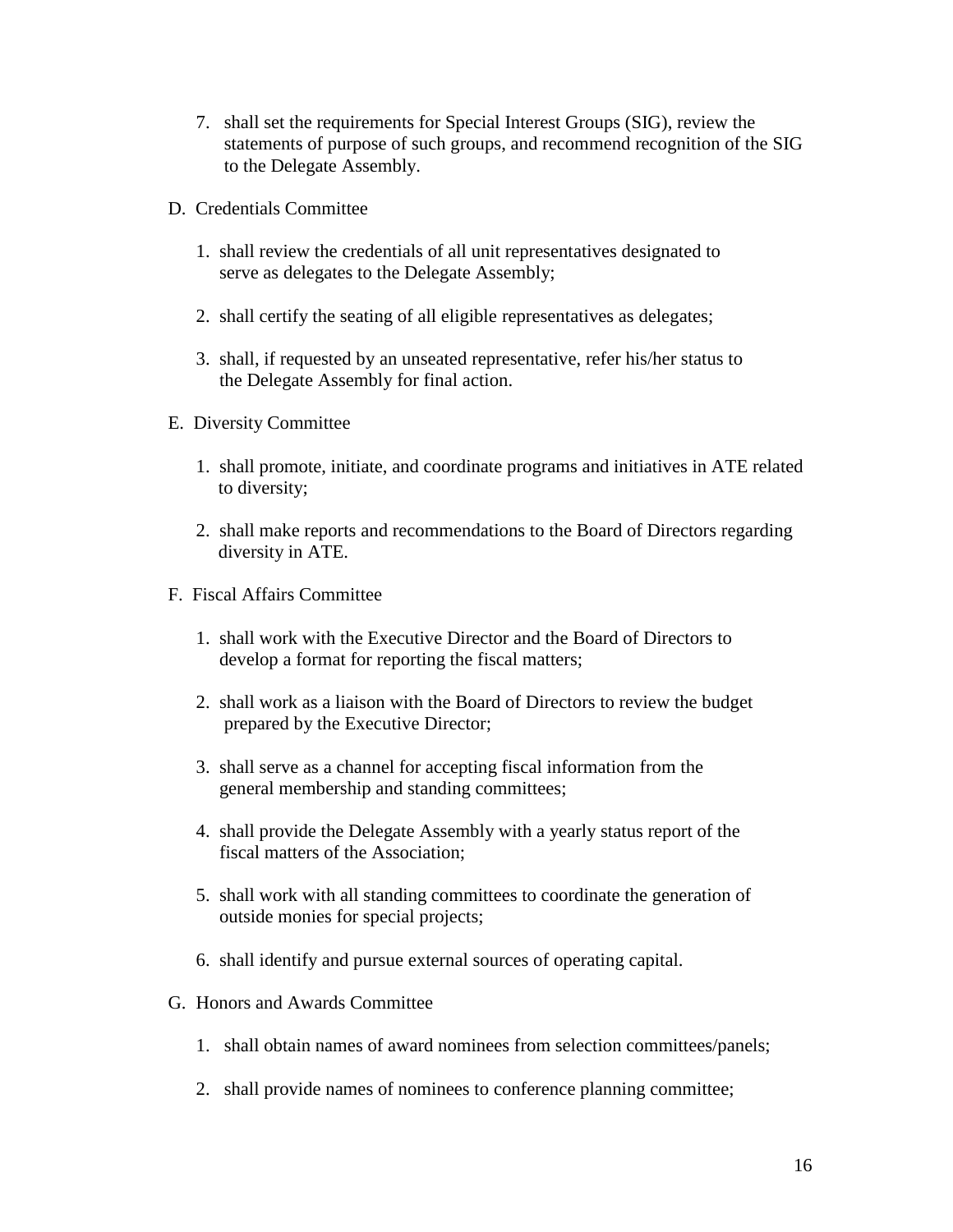7. shall set the requirements for Special Interest Groups (SIG), review the statements of purpose of such groups, and recommend recognition of the SIG to the Delegate Assembly.

D. Credentials Committee

1. shall review the credentials of all unit representatives designated to serve as delegates to the Delegate Assembly;

2. shall certify the seating of all eligible representatives as delegates;

3. shall, if requested by an unseated representative, refer his/her status to the Delegate Assembly for final action.

E. Diversity Committee

1. shall promote, initiate, and coordinate programs and initiatives in ATE related to diversity;

2. shall make reports and recommendations to the Board of Directors regarding diversity in ATE.

F. Fiscal Affairs Committee

1. shall work with the Executive Director and the Board of Directors to develop a format for reporting the fiscal matters;

2. shall work as a liaison with the Board of Directors to review the budget prepared by the Executive Director;

3. shall serve as a channel for accepting fiscal information from the general membership and standing committees;

4. shall provide the Delegate Assembly with a yearly status report of the fiscal matters of the Association;

5. shall work with all standing committees to coordinate the generation of outside monies for special projects;

6. shall identify and pursue external sources of operating capital.

G. Honors and Awards Committee

1. shall obtain names of award nominees from selection committees/panels;

2. shall provide names of nominees to conference planning committee;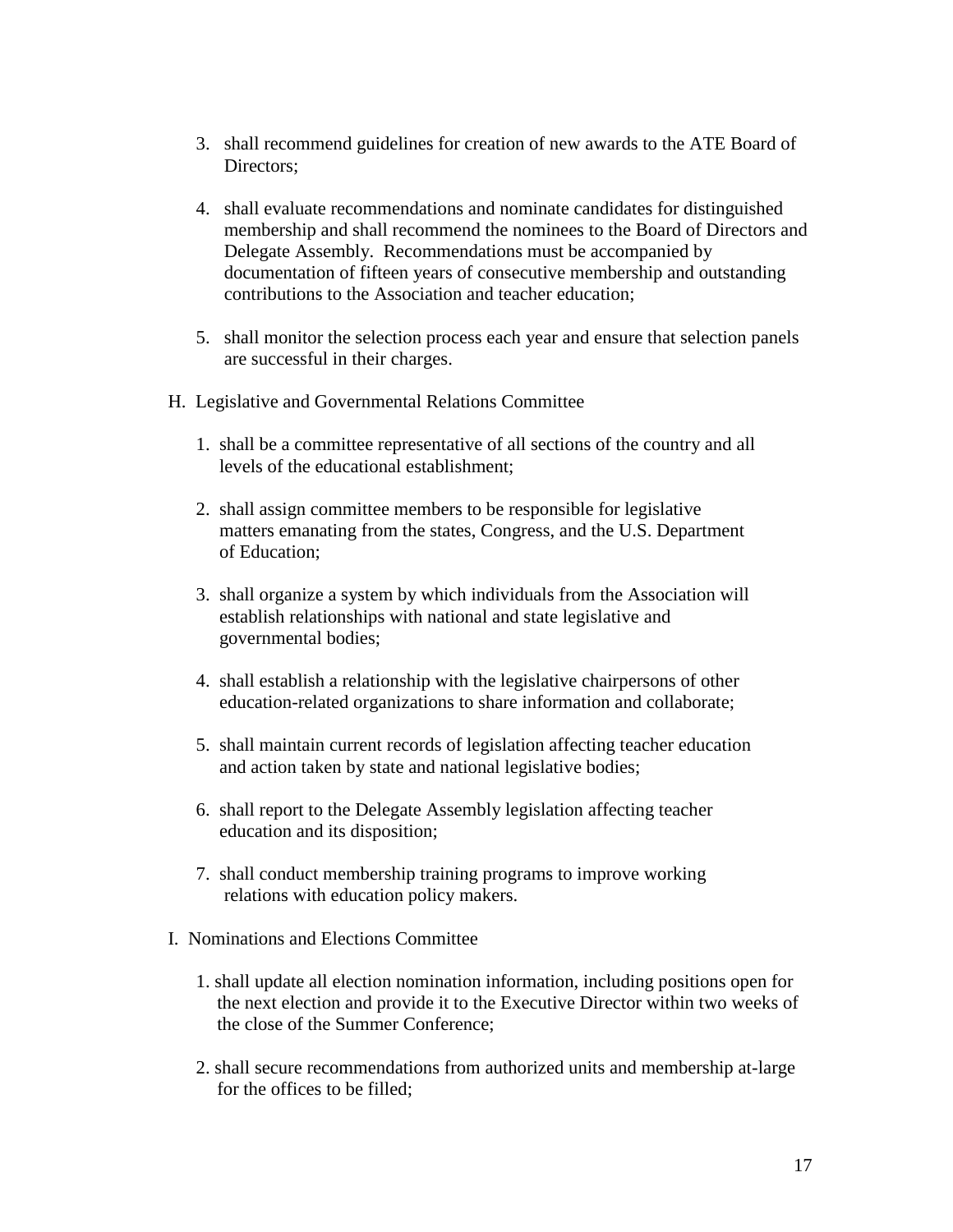3. shall recommend guidelines for creation of new awards to the ATE Board of Directors;

4. shall evaluate recommendations and nominate candidates for distinguished membership and shall recommend the nominees to the Board of Directors and Delegate Assembly. Recommendations must be accompanied by documentation of fifteen years of consecutive membership and outstanding contributions to the Association and teacher education;

5. shall monitor the selection process each year and ensure that selection panels are successful in their charges.

H. Legislative and Governmental Relations Committee

1. shall be a committee representative of all sections of the country and all levels of the educational establishment;

2. shall assign committee members to be responsible for legislative matters emanating from the states, Congress, and the U.S. Department of Education;

3. shall organize a system by which individuals from the Association will establish relationships with national and state legislative and governmental bodies;

4. shall establish a relationship with the legislative chairpersons of other education-related organizations to share information and collaborate;

5. shall maintain current records of legislation affecting teacher education and action taken by state and national legislative bodies;

6. shall report to the Delegate Assembly legislation affecting teacher education and its disposition;

7. shall conduct membership training programs to improve working relations with education policy makers.

I. Nominations and Elections Committee

1. shall update all election nomination information, including positions open for the next election and provide it to the Executive Director within two weeks of the close of the Summer Conference;

2. shall secure recommendations from authorized units and membership at-large for the offices to be filled;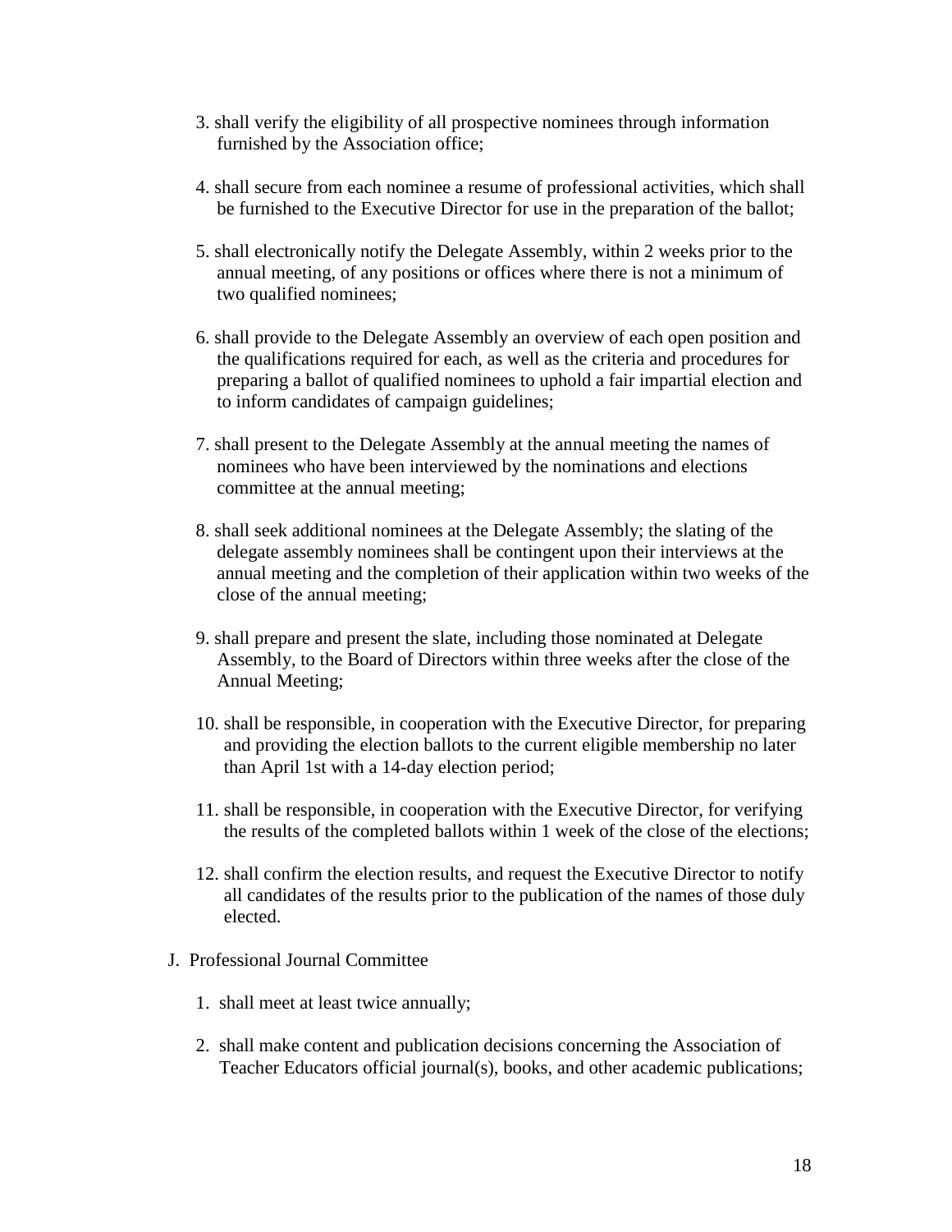3. shall verify the eligibility of all prospective nominees through information furnished by the Association office;

4. shall secure from each nominee a resume of professional activities, which shall be furnished to the Executive Director for use in the preparation of the ballot;

5. shall electronically notify the Delegate Assembly, within 2 weeks prior to the annual meeting, of any positions or offices where there is not a minimum of two qualified nominees;

6. shall provide to the Delegate Assembly an overview of each open position and the qualifications required for each, as well as the criteria and procedures for preparing a ballot of qualified nominees to uphold a fair impartial election and to inform candidates of campaign guidelines;

7. shall present to the Delegate Assembly at the annual meeting the names of nominees who have been interviewed by the nominations and elections committee at the annual meeting;

8. shall seek additional nominees at the Delegate Assembly; the slating of the delegate assembly nominees shall be contingent upon their interviews at the annual meeting and the completion of their application within two weeks of the close of the annual meeting;

9. shall prepare and present the slate, including those nominated at Delegate Assembly, to the Board of Directors within three weeks after the close of the Annual Meeting;

10. shall be responsible, in cooperation with the Executive Director, for preparing and providing the election ballots to the current eligible membership no later than April 1st with a 14-day election period;

11. shall be responsible, in cooperation with the Executive Director, for verifying the results of the completed ballots within 1 week of the close of the elections;

12. shall confirm the election results, and request the Executive Director to notify all candidates of the results prior to the publication of the names of those duly elected.

J. Professional Journal Committee

1. shall meet at least twice annually;

2. shall make content and publication decisions concerning the Association of Teacher Educators official journal(s), books, and other academic publications;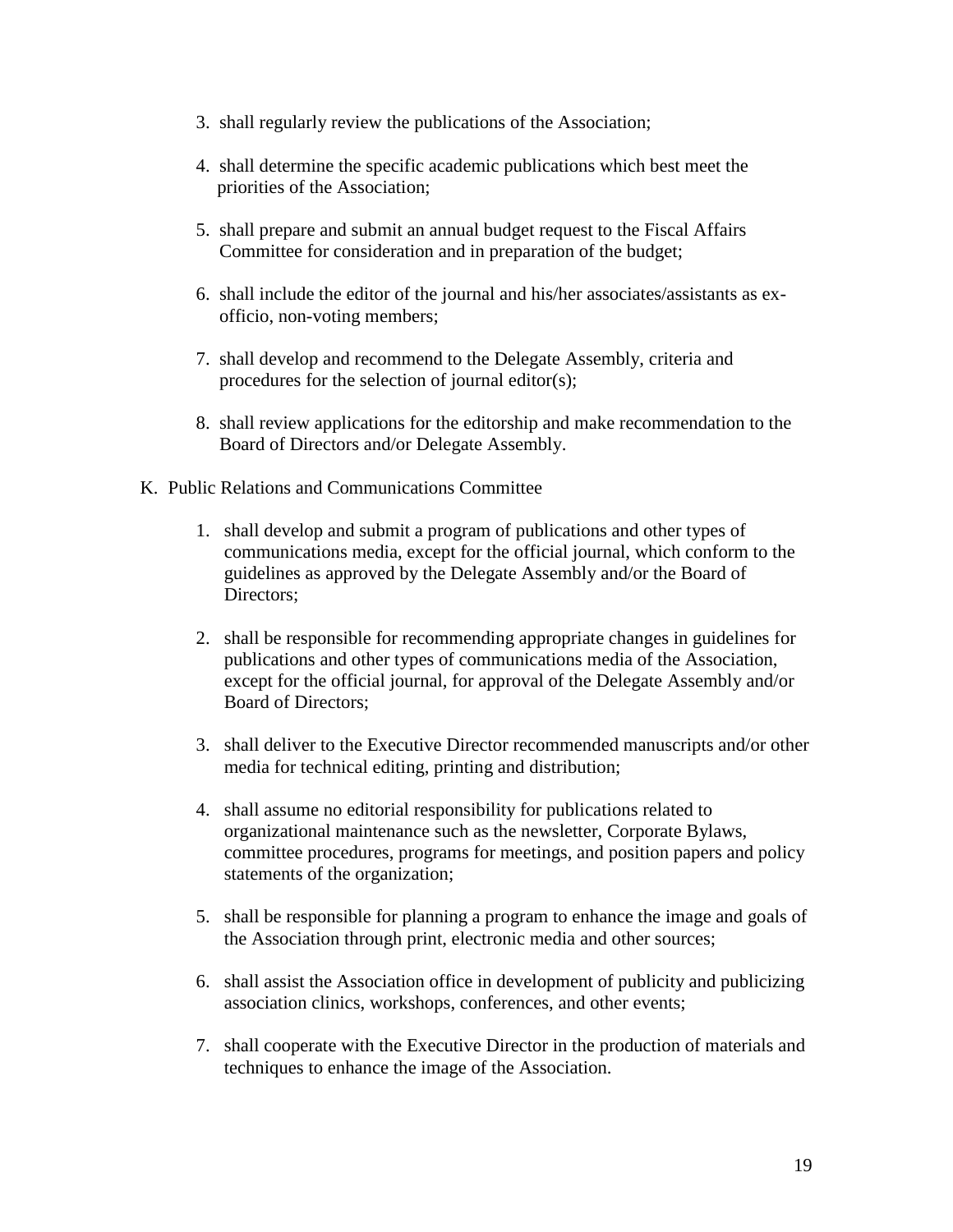3. shall regularly review the publications of the Association;

4. shall determine the specific academic publications which best meet the priorities of the Association;

5. shall prepare and submit an annual budget request to the Fiscal Affairs Committee for consideration and in preparation of the budget;

6. shall include the editor of the journal and his/her associates/assistants as ex-officio, non-voting members;

7. shall develop and recommend to the Delegate Assembly, criteria and procedures for the selection of journal editor(s);

8. shall review applications for the editorship and make recommendation to the Board of Directors and/or Delegate Assembly.

K. Public Relations and Communications Committee

1. shall develop and submit a program of publications and other types of communications media, except for the official journal, which conform to the guidelines as approved by the Delegate Assembly and/or the Board of Directors;

2. shall be responsible for recommending appropriate changes in guidelines for publications and other types of communications media of the Association, except for the official journal, for approval of the Delegate Assembly and/or Board of Directors;

3. shall deliver to the Executive Director recommended manuscripts and/or other media for technical editing, printing and distribution;

4. shall assume no editorial responsibility for publications related to organizational maintenance such as the newsletter, Corporate Bylaws, committee procedures, programs for meetings, and position papers and policy statements of the organization;

5. shall be responsible for planning a program to enhance the image and goals of the Association through print, electronic media and other sources;

6. shall assist the Association office in development of publicity and publicizing association clinics, workshops, conferences, and other events;

7. shall cooperate with the Executive Director in the production of materials and techniques to enhance the image of the Association.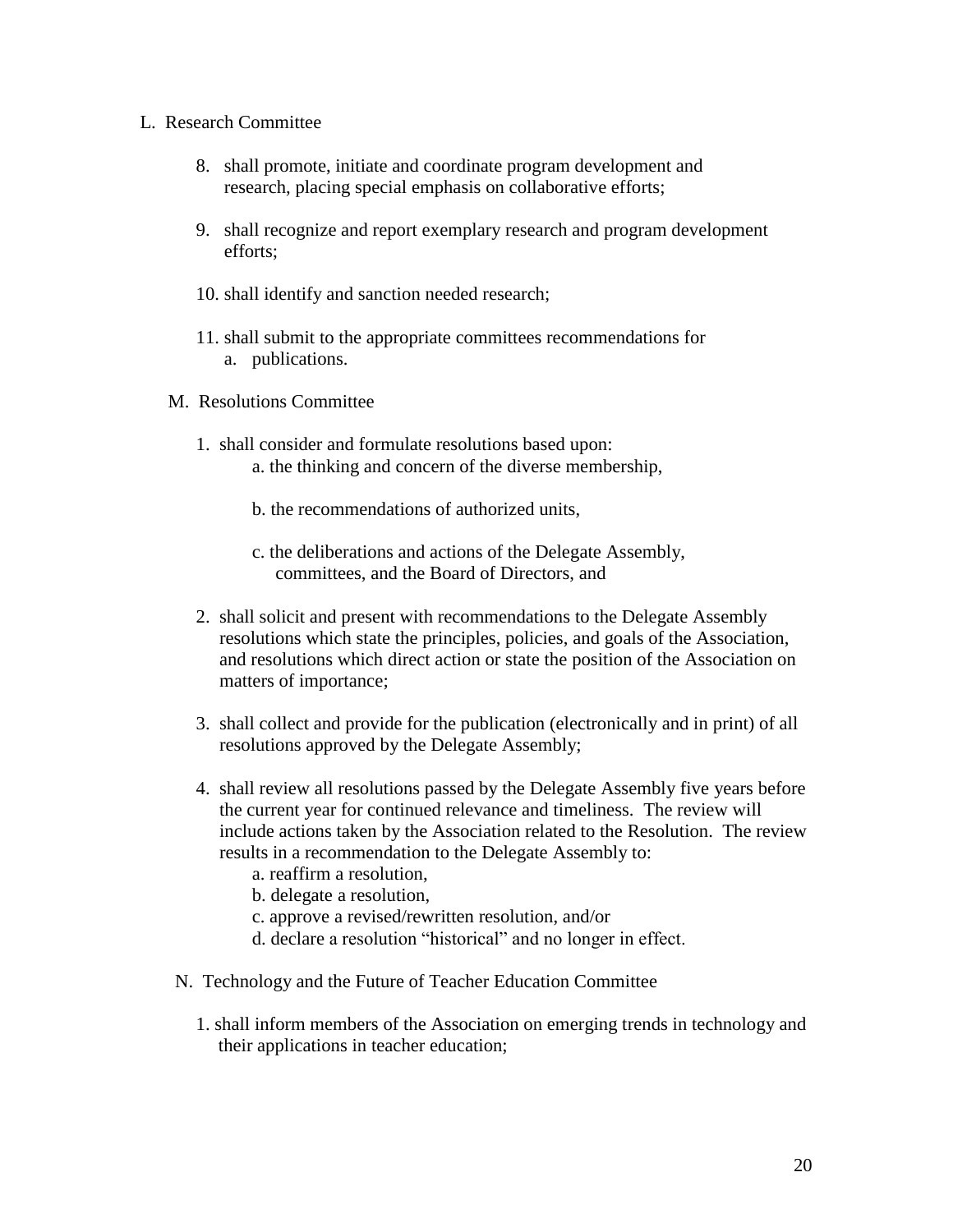L. Research Committee

8. shall promote, initiate and coordinate program development and research, placing special emphasis on collaborative efforts;

9. shall recognize and report exemplary research and program development efforts;

10. shall identify and sanction needed research;

11. shall submit to the appropriate committees recommendations for
    a. publications.

M. Resolutions Committee

1. shall consider and formulate resolutions based upon:
    a. the thinking and concern of the diverse membership,

    b. the recommendations of authorized units,

    c. the deliberations and actions of the Delegate Assembly, committees, and the Board of Directors, and

2. shall solicit and present with recommendations to the Delegate Assembly resolutions which state the principles, policies, and goals of the Association, and resolutions which direct action or state the position of the Association on matters of importance;

3. shall collect and provide for the publication (electronically and in print) of all resolutions approved by the Delegate Assembly;

4. shall review all resolutions passed by the Delegate Assembly five years before the current year for continued relevance and timeliness. The review will include actions taken by the Association related to the Resolution. The review results in a recommendation to the Delegate Assembly to:
    a. reaffirm a resolution,
    b. delegate a resolution,
    c. approve a revised/rewritten resolution, and/or
    d. declare a resolution "historical" and no longer in effect.

N. Technology and the Future of Teacher Education Committee

1. shall inform members of the Association on emerging trends in technology and their applications in teacher education;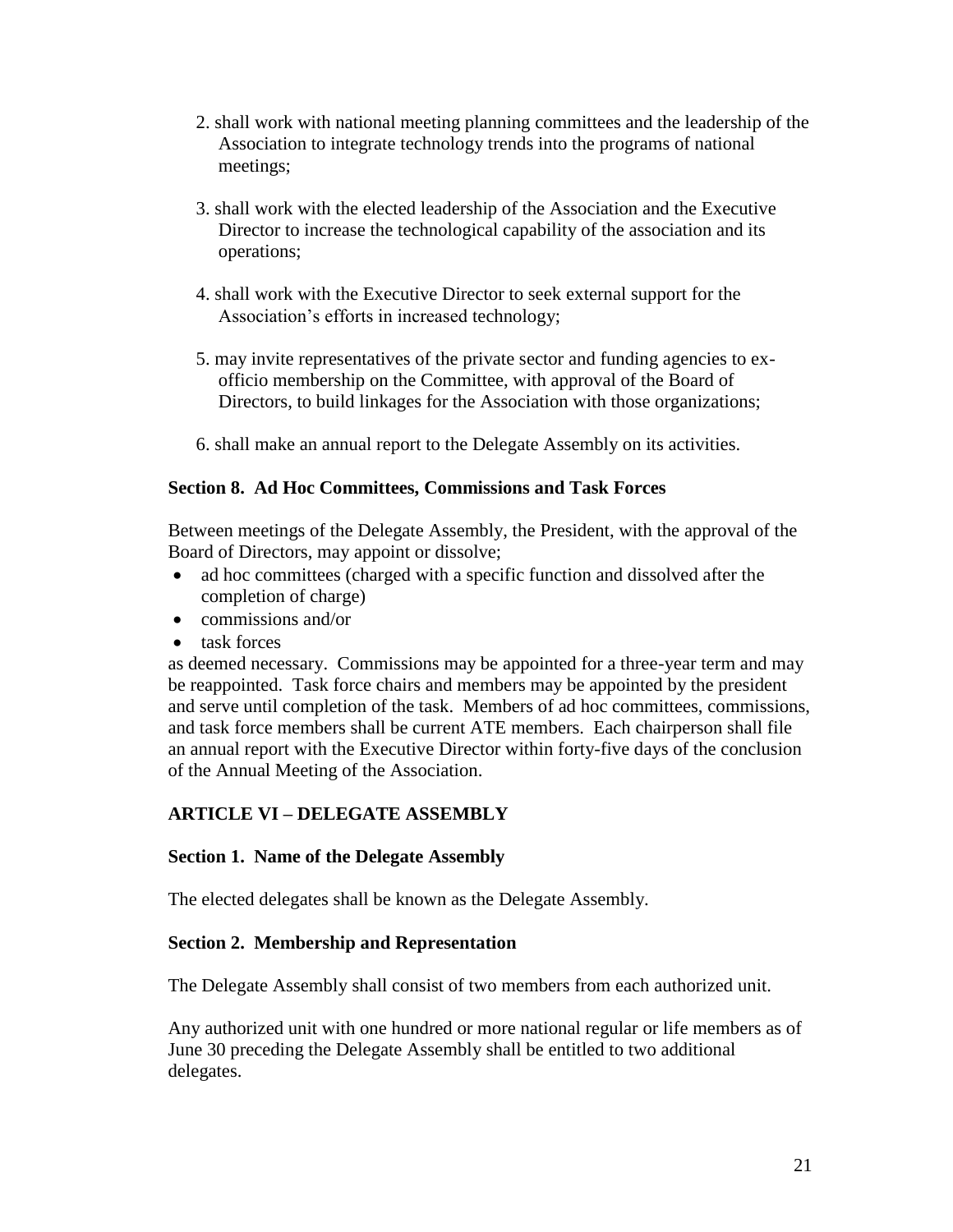2. shall work with national meeting planning committees and the leadership of the Association to integrate technology trends into the programs of national meetings;

3. shall work with the elected leadership of the Association and the Executive Director to increase the technological capability of the association and its operations;

4. shall work with the Executive Director to seek external support for the Association's efforts in increased technology;

5. may invite representatives of the private sector and funding agencies to ex-officio membership on the Committee, with approval of the Board of Directors, to build linkages for the Association with those organizations;

6. shall make an annual report to the Delegate Assembly on its activities.

**Section 8. Ad Hoc Committees, Commissions and Task Forces**

Between meetings of the Delegate Assembly, the President, with the approval of the Board of Directors, may appoint or dissolve;

- ad hoc committees (charged with a specific function and dissolved after the completion of charge)
- commissions and/or
- task forces

as deemed necessary. Commissions may be appointed for a three-year term and may be reappointed. Task force chairs and members may be appointed by the president and serve until completion of the task. Members of ad hoc committees, commissions, and task force members shall be current ATE members. Each chairperson shall file an annual report with the Executive Director within forty-five days of the conclusion of the Annual Meeting of the Association.

## ARTICLE VI – DELEGATE ASSEMBLY

**Section 1. Name of the Delegate Assembly**

The elected delegates shall be known as the Delegate Assembly.

**Section 2. Membership and Representation**

The Delegate Assembly shall consist of two members from each authorized unit.

Any authorized unit with one hundred or more national regular or life members as of June 30 preceding the Delegate Assembly shall be entitled to two additional delegates.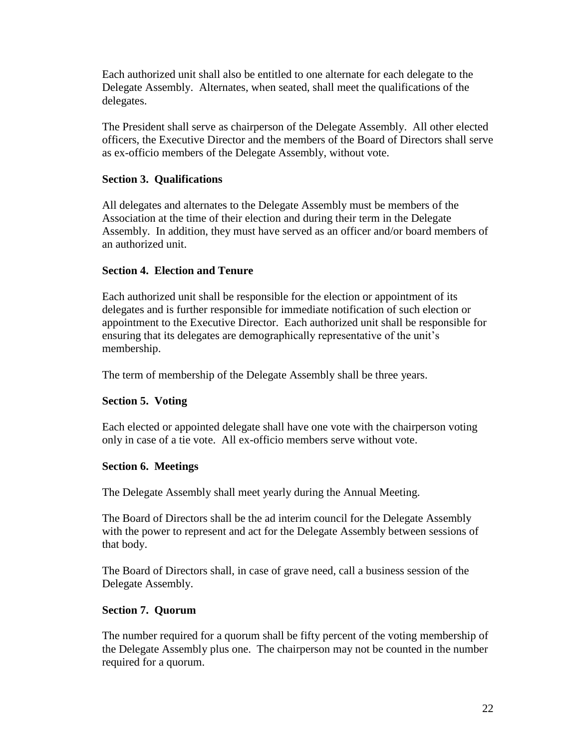Each authorized unit shall also be entitled to one alternate for each delegate to the Delegate Assembly. Alternates, when seated, shall meet the qualifications of the delegates.

The President shall serve as chairperson of the Delegate Assembly. All other elected officers, the Executive Director and the members of the Board of Directors shall serve as ex-officio members of the Delegate Assembly, without vote.

**Section 3. Qualifications**

All delegates and alternates to the Delegate Assembly must be members of the Association at the time of their election and during their term in the Delegate Assembly. In addition, they must have served as an officer and/or board members of an authorized unit.

**Section 4. Election and Tenure**

Each authorized unit shall be responsible for the election or appointment of its delegates and is further responsible for immediate notification of such election or appointment to the Executive Director. Each authorized unit shall be responsible for ensuring that its delegates are demographically representative of the unit's membership.

The term of membership of the Delegate Assembly shall be three years.

**Section 5. Voting**

Each elected or appointed delegate shall have one vote with the chairperson voting only in case of a tie vote. All ex-officio members serve without vote.

**Section 6. Meetings**

The Delegate Assembly shall meet yearly during the Annual Meeting.

The Board of Directors shall be the ad interim council for the Delegate Assembly with the power to represent and act for the Delegate Assembly between sessions of that body.

The Board of Directors shall, in case of grave need, call a business session of the Delegate Assembly.

**Section 7. Quorum**

The number required for a quorum shall be fifty percent of the voting membership of the Delegate Assembly plus one. The chairperson may not be counted in the number required for a quorum.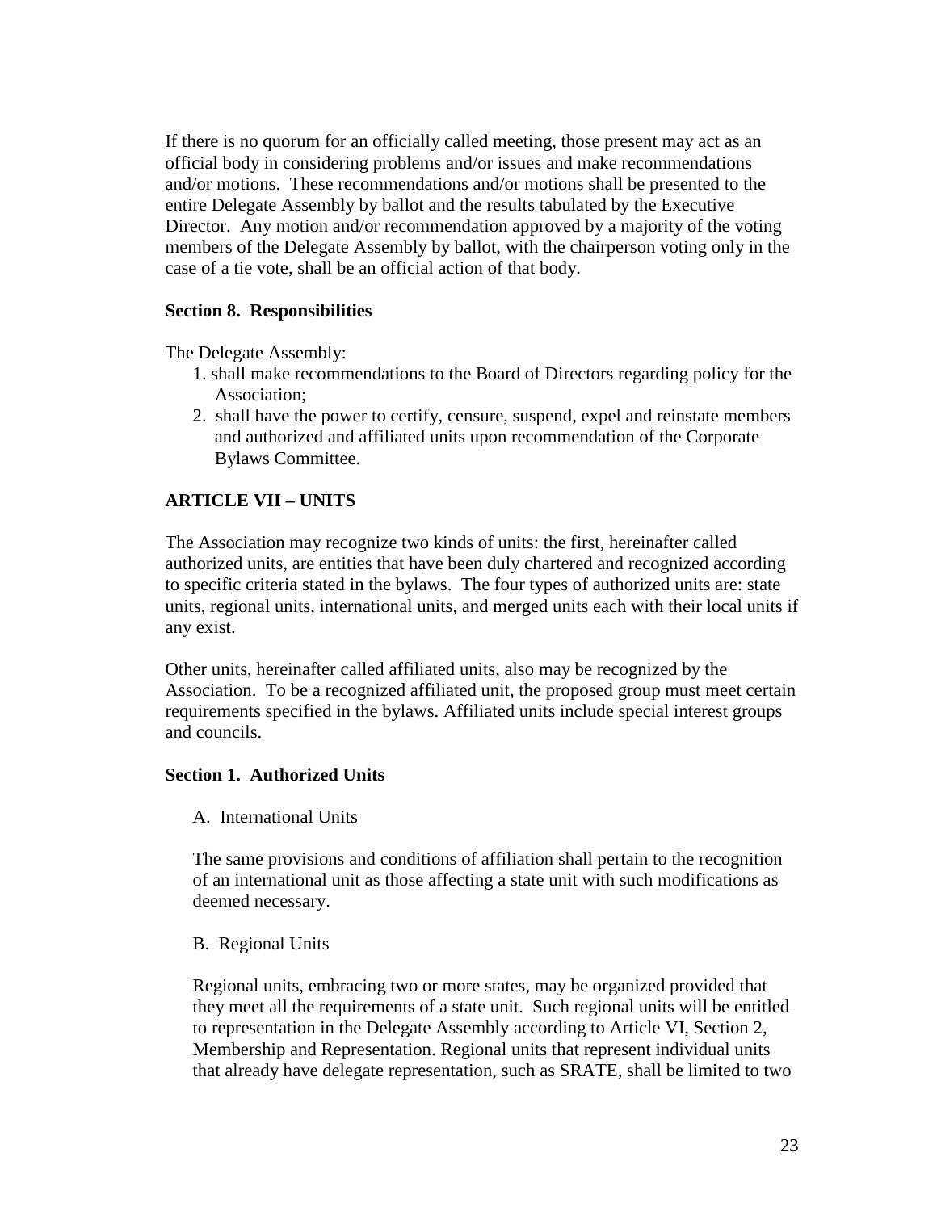If there is no quorum for an officially called meeting, those present may act as an official body in considering problems and/or issues and make recommendations and/or motions. These recommendations and/or motions shall be presented to the entire Delegate Assembly by ballot and the results tabulated by the Executive Director. Any motion and/or recommendation approved by a majority of the voting members of the Delegate Assembly by ballot, with the chairperson voting only in the case of a tie vote, shall be an official action of that body.

**Section 8. Responsibilities**

The Delegate Assembly:

1. shall make recommendations to the Board of Directors regarding policy for the Association;
2. shall have the power to certify, censure, suspend, expel and reinstate members and authorized and affiliated units upon recommendation of the Corporate Bylaws Committee.

## ARTICLE VII – UNITS

The Association may recognize two kinds of units: the first, hereinafter called authorized units, are entities that have been duly chartered and recognized according to specific criteria stated in the bylaws. The four types of authorized units are: state units, regional units, international units, and merged units each with their local units if any exist.

Other units, hereinafter called affiliated units, also may be recognized by the Association. To be a recognized affiliated unit, the proposed group must meet certain requirements specified in the bylaws. Affiliated units include special interest groups and councils.

**Section 1. Authorized Units**

A. International Units

The same provisions and conditions of affiliation shall pertain to the recognition of an international unit as those affecting a state unit with such modifications as deemed necessary.

B. Regional Units

Regional units, embracing two or more states, may be organized provided that they meet all the requirements of a state unit. Such regional units will be entitled to representation in the Delegate Assembly according to Article VI, Section 2, Membership and Representation. Regional units that represent individual units that already have delegate representation, such as SRATE, shall be limited to two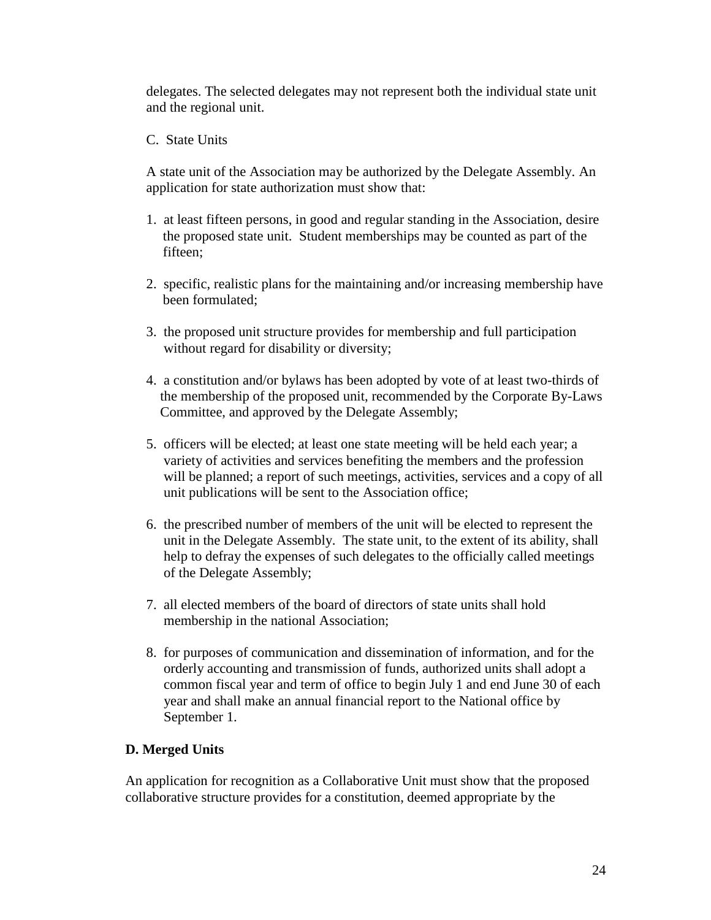delegates. The selected delegates may not represent both the individual state unit and the regional unit.

C. State Units

A state unit of the Association may be authorized by the Delegate Assembly. An application for state authorization must show that:

1. at least fifteen persons, in good and regular standing in the Association, desire the proposed state unit. Student memberships may be counted as part of the fifteen;

2. specific, realistic plans for the maintaining and/or increasing membership have been formulated;

3. the proposed unit structure provides for membership and full participation without regard for disability or diversity;

4. a constitution and/or bylaws has been adopted by vote of at least two-thirds of the membership of the proposed unit, recommended by the Corporate By-Laws Committee, and approved by the Delegate Assembly;

5. officers will be elected; at least one state meeting will be held each year; a variety of activities and services benefiting the members and the profession will be planned; a report of such meetings, activities, services and a copy of all unit publications will be sent to the Association office;

6. the prescribed number of members of the unit will be elected to represent the unit in the Delegate Assembly. The state unit, to the extent of its ability, shall help to defray the expenses of such delegates to the officially called meetings of the Delegate Assembly;

7. all elected members of the board of directors of state units shall hold membership in the national Association;

8. for purposes of communication and dissemination of information, and for the orderly accounting and transmission of funds, authorized units shall adopt a common fiscal year and term of office to begin July 1 and end June 30 of each year and shall make an annual financial report to the National office by September 1.

**D. Merged Units**

An application for recognition as a Collaborative Unit must show that the proposed collaborative structure provides for a constitution, deemed appropriate by the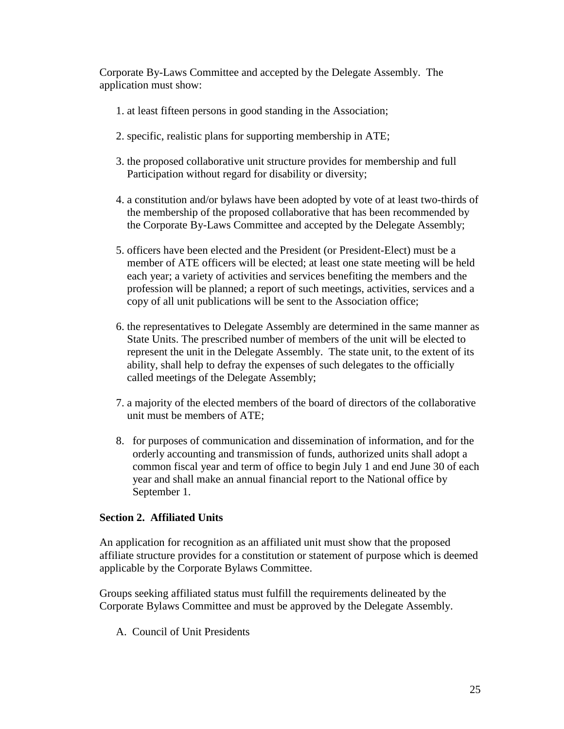Corporate By-Laws Committee and accepted by the Delegate Assembly. The application must show:

1. at least fifteen persons in good standing in the Association;

2. specific, realistic plans for supporting membership in ATE;

3. the proposed collaborative unit structure provides for membership and full Participation without regard for disability or diversity;

4. a constitution and/or bylaws have been adopted by vote of at least two-thirds of the membership of the proposed collaborative that has been recommended by the Corporate By-Laws Committee and accepted by the Delegate Assembly;

5. officers have been elected and the President (or President-Elect) must be a member of ATE officers will be elected; at least one state meeting will be held each year; a variety of activities and services benefiting the members and the profession will be planned; a report of such meetings, activities, services and a copy of all unit publications will be sent to the Association office;

6. the representatives to Delegate Assembly are determined in the same manner as State Units. The prescribed number of members of the unit will be elected to represent the unit in the Delegate Assembly. The state unit, to the extent of its ability, shall help to defray the expenses of such delegates to the officially called meetings of the Delegate Assembly;

7. a majority of the elected members of the board of directors of the collaborative unit must be members of ATE;

8. for purposes of communication and dissemination of information, and for the orderly accounting and transmission of funds, authorized units shall adopt a common fiscal year and term of office to begin July 1 and end June 30 of each year and shall make an annual financial report to the National office by September 1.

**Section 2. Affiliated Units**

An application for recognition as an affiliated unit must show that the proposed affiliate structure provides for a constitution or statement of purpose which is deemed applicable by the Corporate Bylaws Committee.

Groups seeking affiliated status must fulfill the requirements delineated by the Corporate Bylaws Committee and must be approved by the Delegate Assembly.

A. Council of Unit Presidents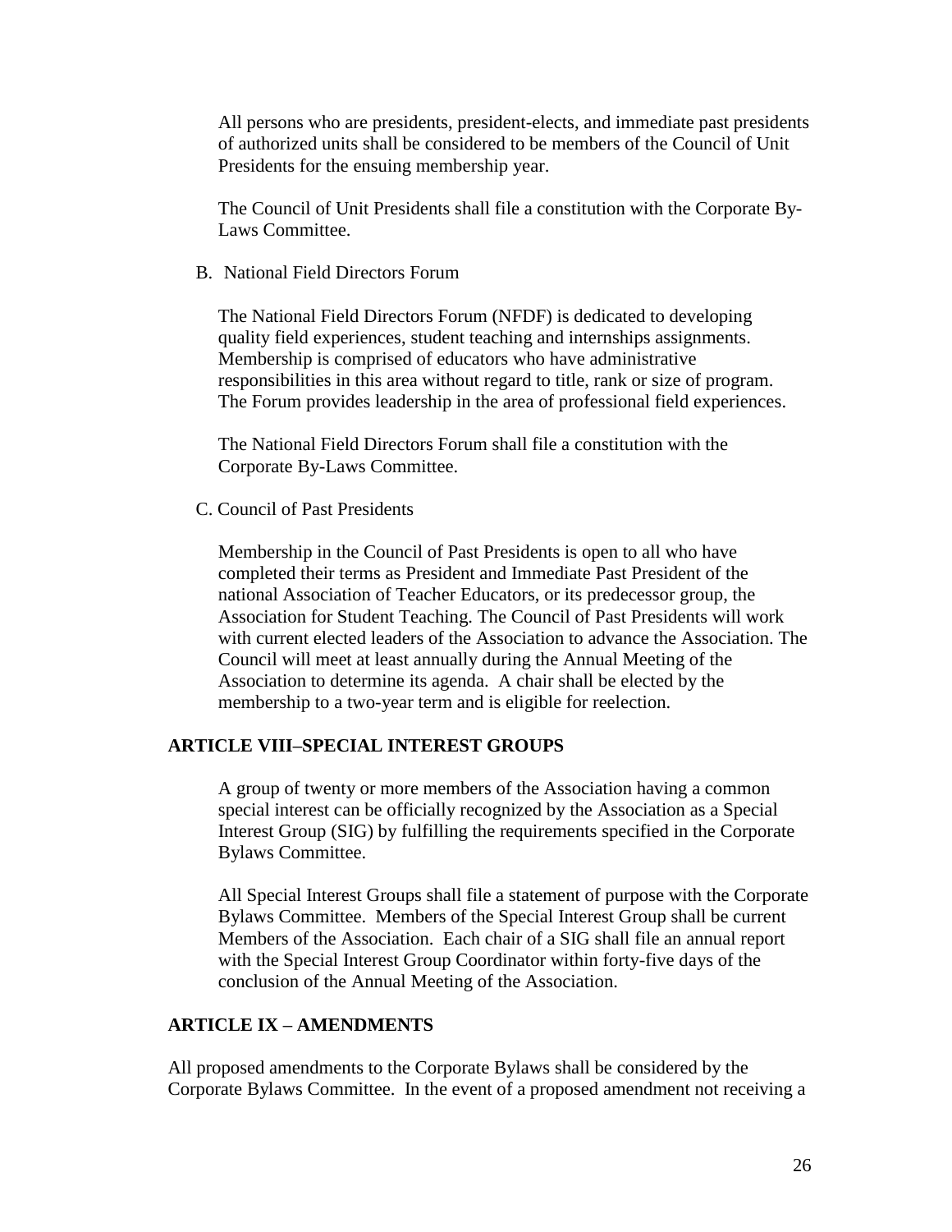All persons who are presidents, president-elects, and immediate past presidents of authorized units shall be considered to be members of the Council of Unit Presidents for the ensuing membership year.

The Council of Unit Presidents shall file a constitution with the Corporate By-Laws Committee.

B. National Field Directors Forum

The National Field Directors Forum (NFDF) is dedicated to developing quality field experiences, student teaching and internships assignments. Membership is comprised of educators who have administrative responsibilities in this area without regard to title, rank or size of program. The Forum provides leadership in the area of professional field experiences.

The National Field Directors Forum shall file a constitution with the Corporate By-Laws Committee.

C. Council of Past Presidents

Membership in the Council of Past Presidents is open to all who have completed their terms as President and Immediate Past President of the national Association of Teacher Educators, or its predecessor group, the Association for Student Teaching. The Council of Past Presidents will work with current elected leaders of the Association to advance the Association. The Council will meet at least annually during the Annual Meeting of the Association to determine its agenda. A chair shall be elected by the membership to a two-year term and is eligible for reelection.

## ARTICLE VIII–SPECIAL INTEREST GROUPS

A group of twenty or more members of the Association having a common special interest can be officially recognized by the Association as a Special Interest Group (SIG) by fulfilling the requirements specified in the Corporate Bylaws Committee.

All Special Interest Groups shall file a statement of purpose with the Corporate Bylaws Committee. Members of the Special Interest Group shall be current Members of the Association. Each chair of a SIG shall file an annual report with the Special Interest Group Coordinator within forty-five days of the conclusion of the Annual Meeting of the Association.

## ARTICLE IX – AMENDMENTS

All proposed amendments to the Corporate Bylaws shall be considered by the Corporate Bylaws Committee. In the event of a proposed amendment not receiving a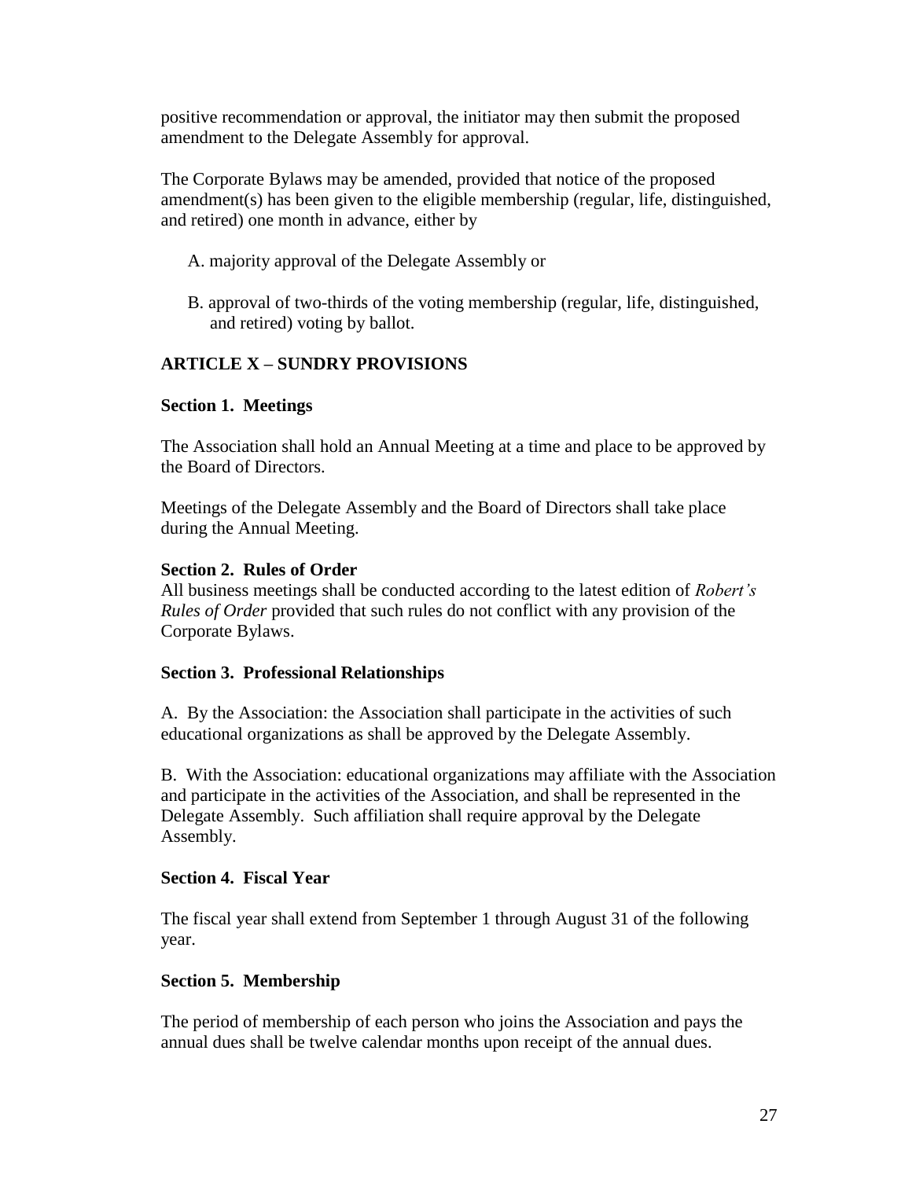positive recommendation or approval, the initiator may then submit the proposed amendment to the Delegate Assembly for approval.

The Corporate Bylaws may be amended, provided that notice of the proposed amendment(s) has been given to the eligible membership (regular, life, distinguished, and retired) one month in advance, either by

A. majority approval of the Delegate Assembly or

B. approval of two-thirds of the voting membership (regular, life, distinguished, and retired) voting by ballot.

## ARTICLE X – SUNDRY PROVISIONS

### Section 1. Meetings

The Association shall hold an Annual Meeting at a time and place to be approved by the Board of Directors.

Meetings of the Delegate Assembly and the Board of Directors shall take place during the Annual Meeting.

### Section 2. Rules of Order

All business meetings shall be conducted according to the latest edition of *Robert's Rules of Order* provided that such rules do not conflict with any provision of the Corporate Bylaws.

### Section 3. Professional Relationships

A. By the Association: the Association shall participate in the activities of such educational organizations as shall be approved by the Delegate Assembly.

B. With the Association: educational organizations may affiliate with the Association and participate in the activities of the Association, and shall be represented in the Delegate Assembly. Such affiliation shall require approval by the Delegate Assembly.

### Section 4. Fiscal Year

The fiscal year shall extend from September 1 through August 31 of the following year.

### Section 5. Membership

The period of membership of each person who joins the Association and pays the annual dues shall be twelve calendar months upon receipt of the annual dues.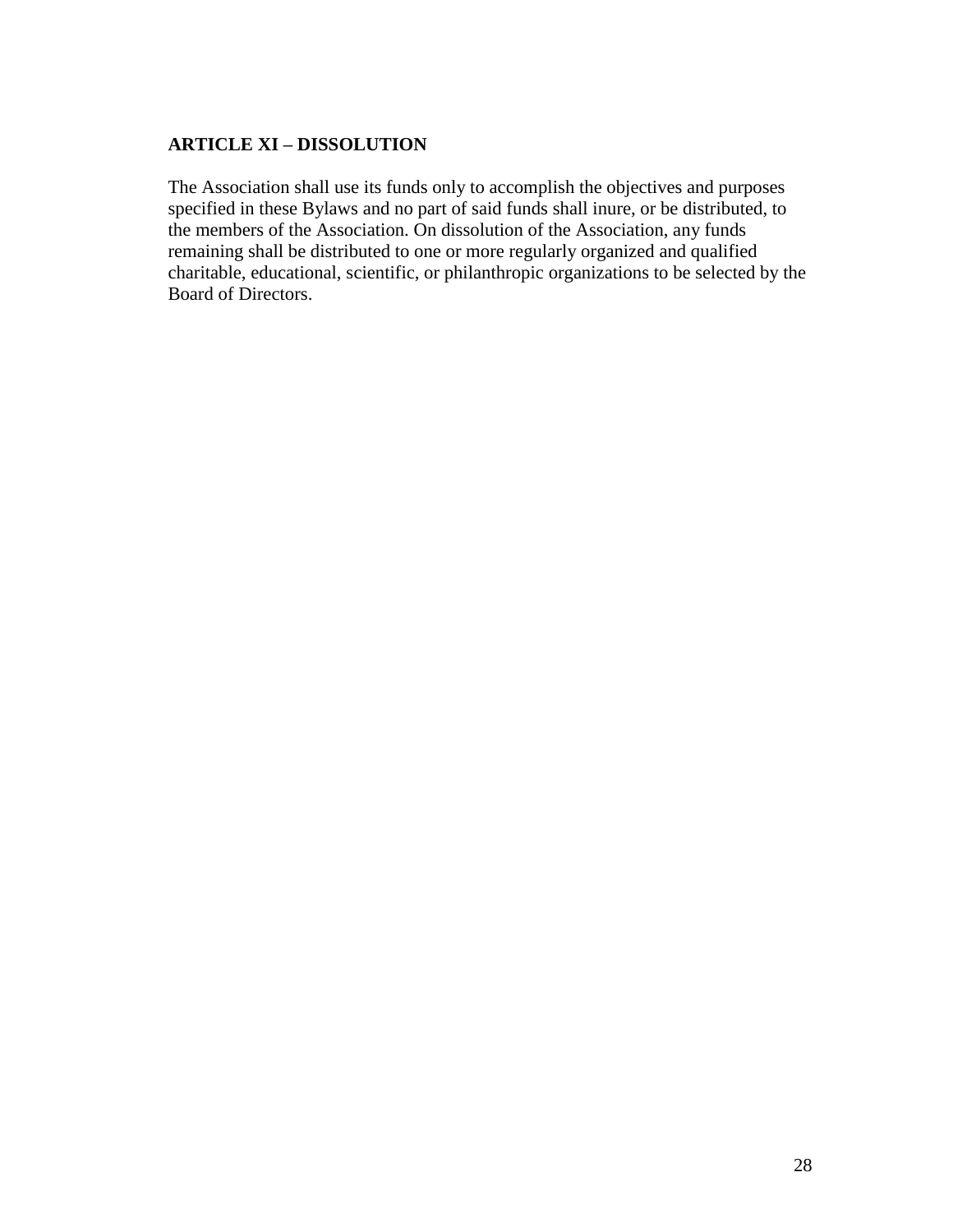## ARTICLE XI – DISSOLUTION

The Association shall use its funds only to accomplish the objectives and purposes specified in these Bylaws and no part of said funds shall inure, or be distributed, to the members of the Association. On dissolution of the Association, any funds remaining shall be distributed to one or more regularly organized and qualified charitable, educational, scientific, or philanthropic organizations to be selected by the Board of Directors.